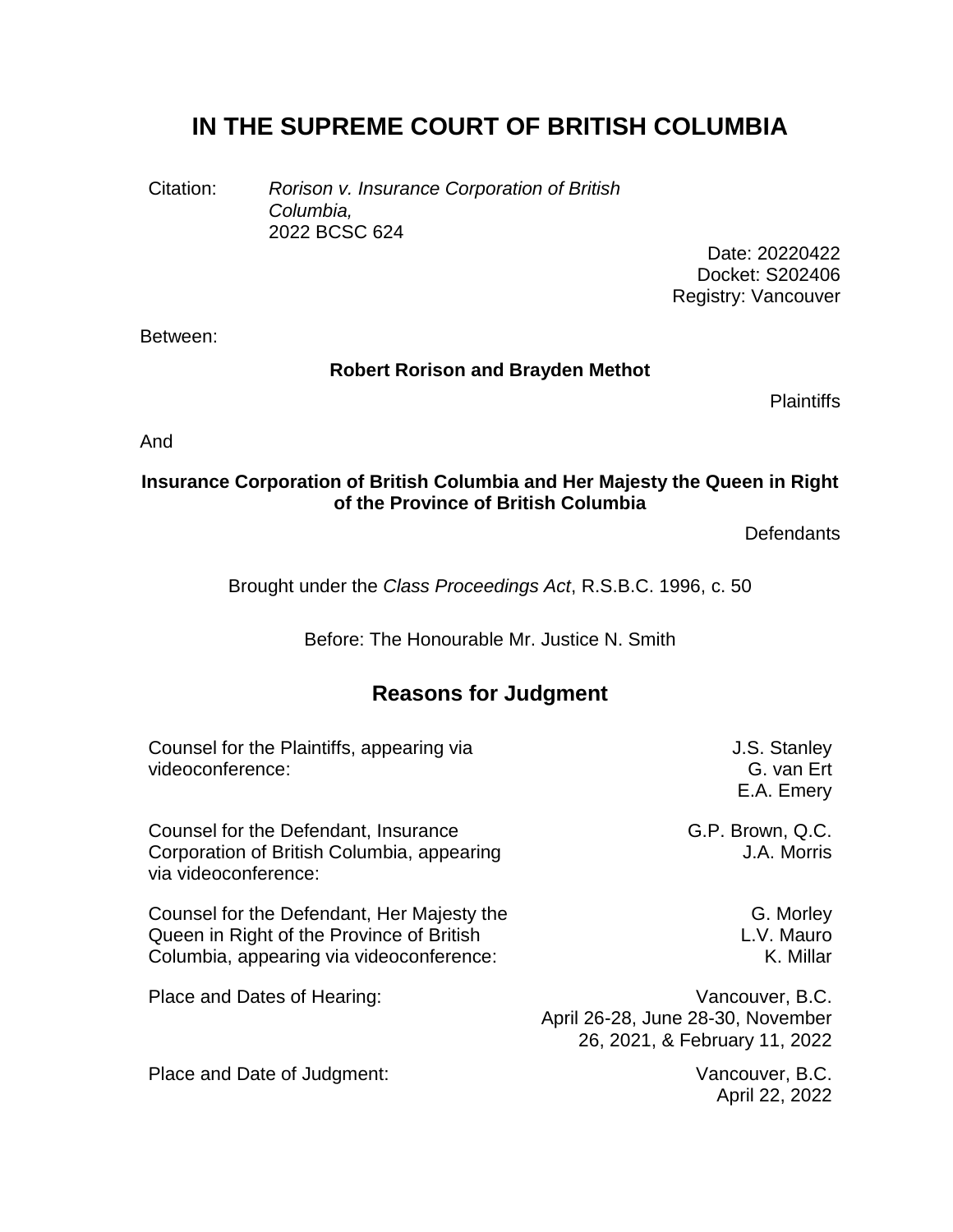# IN THE SUPREME COURT OF BRITISH COLUMBIA

Citation: *Rorison v. Insurance Corporation of British Columbia,* 2022 BCSC 624

Date: 20220422
Docket: S202406
Registry: Vancouver

Between:

**Robert Rorison and Brayden Methot**

Plaintiffs

And

**Insurance Corporation of British Columbia and Her Majesty the Queen in Right of the Province of British Columbia**

Defendants

Brought under the *Class Proceedings Act*, R.S.B.C. 1996, c. 50

Before: The Honourable Mr. Justice N. Smith

## Reasons for Judgment

| | |
|---|---|
| Counsel for the Plaintiffs, appearing via videoconference: | J.S. Stanley<br>G. van Ert<br>E.A. Emery |
| Counsel for the Defendant, Insurance Corporation of British Columbia, appearing via videoconference: | G.P. Brown, Q.C.<br>J.A. Morris |
| Counsel for the Defendant, Her Majesty the Queen in Right of the Province of British Columbia, appearing via videoconference: | G. Morley<br>L.V. Mauro<br>K. Millar |
| Place and Dates of Hearing: | Vancouver, B.C.<br>April 26-28, June 28-30, November 26, 2021, & February 11, 2022 |
| Place and Date of Judgment: | Vancouver, B.C.<br>April 22, 2022 |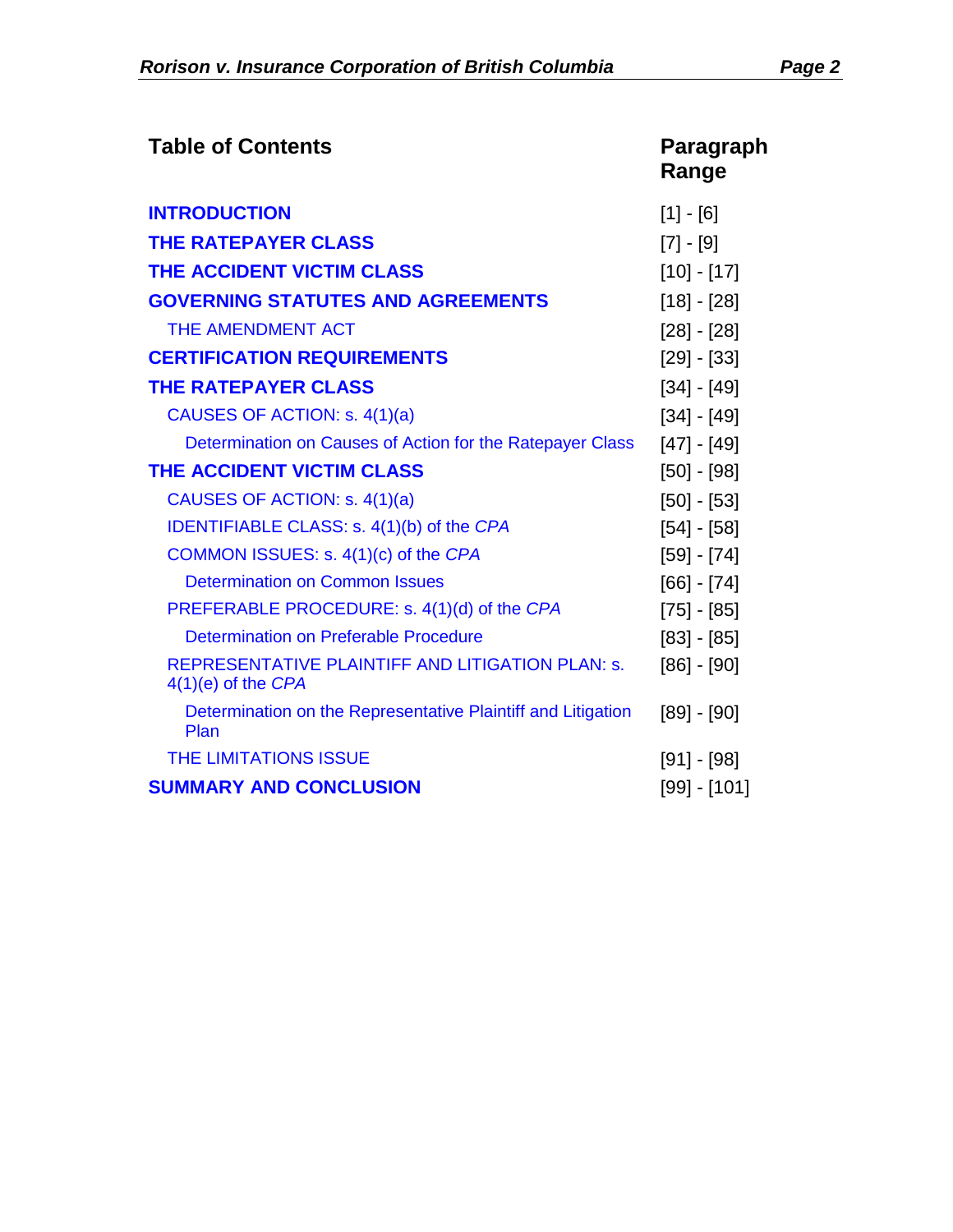| Table of Contents | Paragraph Range |
| --- | --- |
| **INTRODUCTION** | [1] - [6] |
| **THE RATEPAYER CLASS** | [7] - [9] |
| **THE ACCIDENT VICTIM CLASS** | [10] - [17] |
| **GOVERNING STATUTES AND AGREEMENTS** | [18] - [28] |
| THE AMENDMENT ACT | [28] - [28] |
| **CERTIFICATION REQUIREMENTS** | [29] - [33] |
| **THE RATEPAYER CLASS** | [34] - [49] |
| CAUSES OF ACTION: s. 4(1)(a) | [34] - [49] |
| Determination on Causes of Action for the Ratepayer Class | [47] - [49] |
| **THE ACCIDENT VICTIM CLASS** | [50] - [98] |
| CAUSES OF ACTION: s. 4(1)(a) | [50] - [53] |
| IDENTIFIABLE CLASS: s. 4(1)(b) of the *CPA* | [54] - [58] |
| COMMON ISSUES: s. 4(1)(c) of the *CPA* | [59] - [74] |
| Determination on Common Issues | [66] - [74] |
| PREFERABLE PROCEDURE: s. 4(1)(d) of the *CPA* | [75] - [85] |
| Determination on Preferable Procedure | [83] - [85] |
| REPRESENTATIVE PLAINTIFF AND LITIGATION PLAN: s. 4(1)(e) of the *CPA* | [86] - [90] |
| Determination on the Representative Plaintiff and Litigation Plan | [89] - [90] |
| THE LIMITATIONS ISSUE | [91] - [98] |
| **SUMMARY AND CONCLUSION** | [99] - [101] |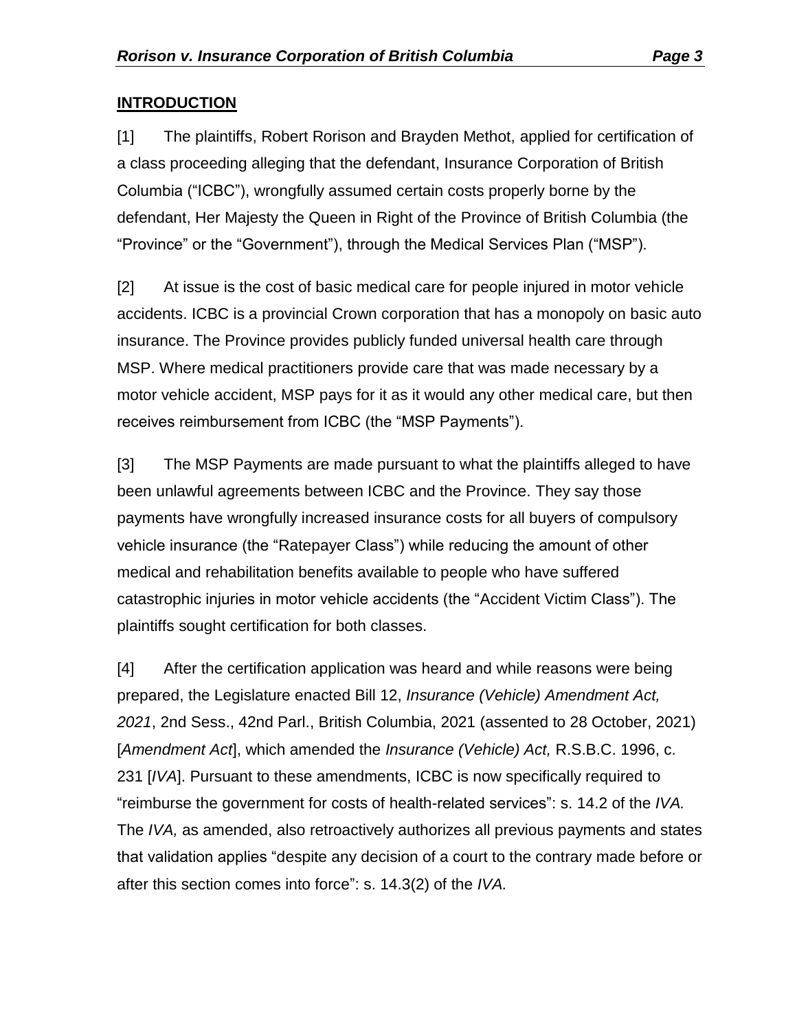**INTRODUCTION**

[1] The plaintiffs, Robert Rorison and Brayden Methot, applied for certification of a class proceeding alleging that the defendant, Insurance Corporation of British Columbia ("ICBC"), wrongfully assumed certain costs properly borne by the defendant, Her Majesty the Queen in Right of the Province of British Columbia (the "Province" or the "Government"), through the Medical Services Plan ("MSP").

[2] At issue is the cost of basic medical care for people injured in motor vehicle accidents. ICBC is a provincial Crown corporation that has a monopoly on basic auto insurance. The Province provides publicly funded universal health care through MSP. Where medical practitioners provide care that was made necessary by a motor vehicle accident, MSP pays for it as it would any other medical care, but then receives reimbursement from ICBC (the "MSP Payments").

[3] The MSP Payments are made pursuant to what the plaintiffs alleged to have been unlawful agreements between ICBC and the Province. They say those payments have wrongfully increased insurance costs for all buyers of compulsory vehicle insurance (the "Ratepayer Class") while reducing the amount of other medical and rehabilitation benefits available to people who have suffered catastrophic injuries in motor vehicle accidents (the "Accident Victim Class"). The plaintiffs sought certification for both classes.

[4] After the certification application was heard and while reasons were being prepared, the Legislature enacted Bill 12, *Insurance (Vehicle) Amendment Act, 2021*, 2nd Sess., 42nd Parl., British Columbia, 2021 (assented to 28 October, 2021) [*Amendment Act*], which amended the *Insurance (Vehicle) Act,* R.S.B.C. 1996, c. 231 [*IVA*]. Pursuant to these amendments, ICBC is now specifically required to "reimburse the government for costs of health-related services": s. 14.2 of the *IVA.* The *IVA,* as amended, also retroactively authorizes all previous payments and states that validation applies "despite any decision of a court to the contrary made before or after this section comes into force": s. 14.3(2) of the *IVA.*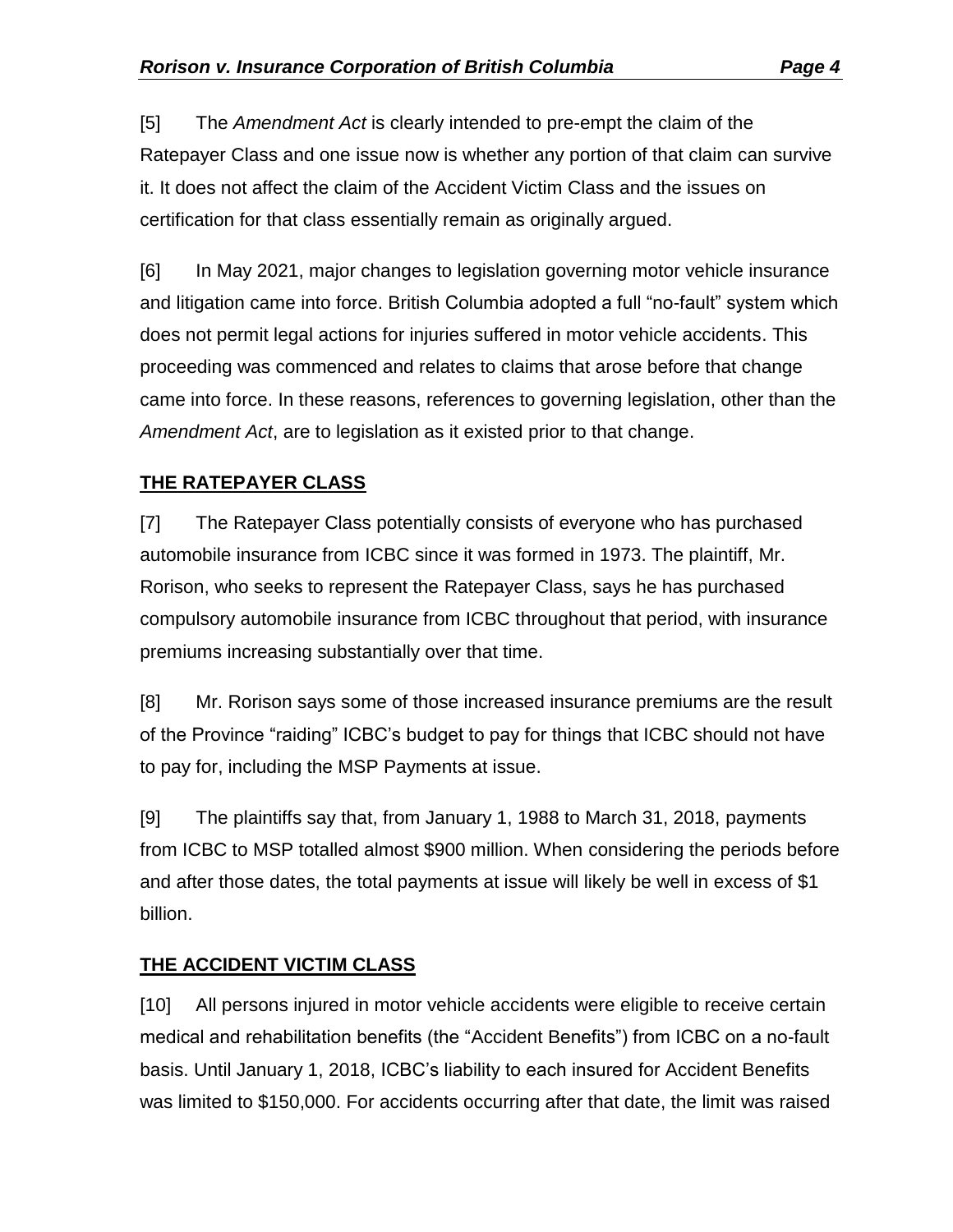[5] The *Amendment Act* is clearly intended to pre-empt the claim of the Ratepayer Class and one issue now is whether any portion of that claim can survive it. It does not affect the claim of the Accident Victim Class and the issues on certification for that class essentially remain as originally argued.

[6] In May 2021, major changes to legislation governing motor vehicle insurance and litigation came into force. British Columbia adopted a full “no-fault” system which does not permit legal actions for injuries suffered in motor vehicle accidents. This proceeding was commenced and relates to claims that arose before that change came into force. In these reasons, references to governing legislation, other than the *Amendment Act*, are to legislation as it existed prior to that change.

## THE RATEPAYER CLASS

[7] The Ratepayer Class potentially consists of everyone who has purchased automobile insurance from ICBC since it was formed in 1973. The plaintiff, Mr. Rorison, who seeks to represent the Ratepayer Class, says he has purchased compulsory automobile insurance from ICBC throughout that period, with insurance premiums increasing substantially over that time.

[8] Mr. Rorison says some of those increased insurance premiums are the result of the Province “raiding” ICBC’s budget to pay for things that ICBC should not have to pay for, including the MSP Payments at issue.

[9] The plaintiffs say that, from January 1, 1988 to March 31, 2018, payments from ICBC to MSP totalled almost $900 million. When considering the periods before and after those dates, the total payments at issue will likely be well in excess of $1 billion.

## THE ACCIDENT VICTIM CLASS

[10] All persons injured in motor vehicle accidents were eligible to receive certain medical and rehabilitation benefits (the “Accident Benefits”) from ICBC on a no-fault basis. Until January 1, 2018, ICBC’s liability to each insured for Accident Benefits was limited to $150,000. For accidents occurring after that date, the limit was raised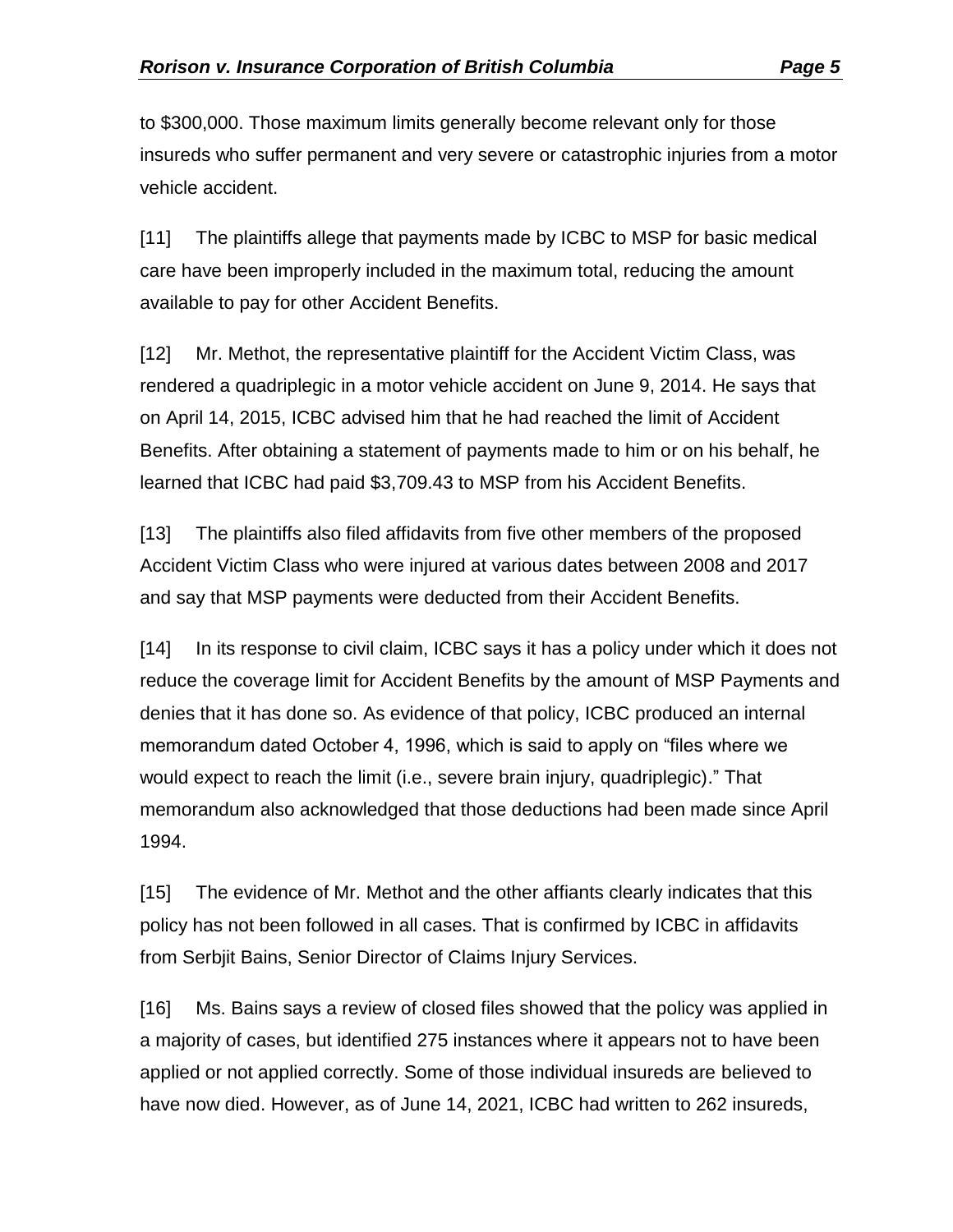to $300,000. Those maximum limits generally become relevant only for those insureds who suffer permanent and very severe or catastrophic injuries from a motor vehicle accident.

[11] The plaintiffs allege that payments made by ICBC to MSP for basic medical care have been improperly included in the maximum total, reducing the amount available to pay for other Accident Benefits.

[12] Mr. Methot, the representative plaintiff for the Accident Victim Class, was rendered a quadriplegic in a motor vehicle accident on June 9, 2014. He says that on April 14, 2015, ICBC advised him that he had reached the limit of Accident Benefits. After obtaining a statement of payments made to him or on his behalf, he learned that ICBC had paid $3,709.43 to MSP from his Accident Benefits.

[13] The plaintiffs also filed affidavits from five other members of the proposed Accident Victim Class who were injured at various dates between 2008 and 2017 and say that MSP payments were deducted from their Accident Benefits.

[14] In its response to civil claim, ICBC says it has a policy under which it does not reduce the coverage limit for Accident Benefits by the amount of MSP Payments and denies that it has done so. As evidence of that policy, ICBC produced an internal memorandum dated October 4, 1996, which is said to apply on "files where we would expect to reach the limit (i.e., severe brain injury, quadriplegic)." That memorandum also acknowledged that those deductions had been made since April 1994.

[15] The evidence of Mr. Methot and the other affiants clearly indicates that this policy has not been followed in all cases. That is confirmed by ICBC in affidavits from Serbjit Bains, Senior Director of Claims Injury Services.

[16] Ms. Bains says a review of closed files showed that the policy was applied in a majority of cases, but identified 275 instances where it appears not to have been applied or not applied correctly. Some of those individual insureds are believed to have now died. However, as of June 14, 2021, ICBC had written to 262 insureds,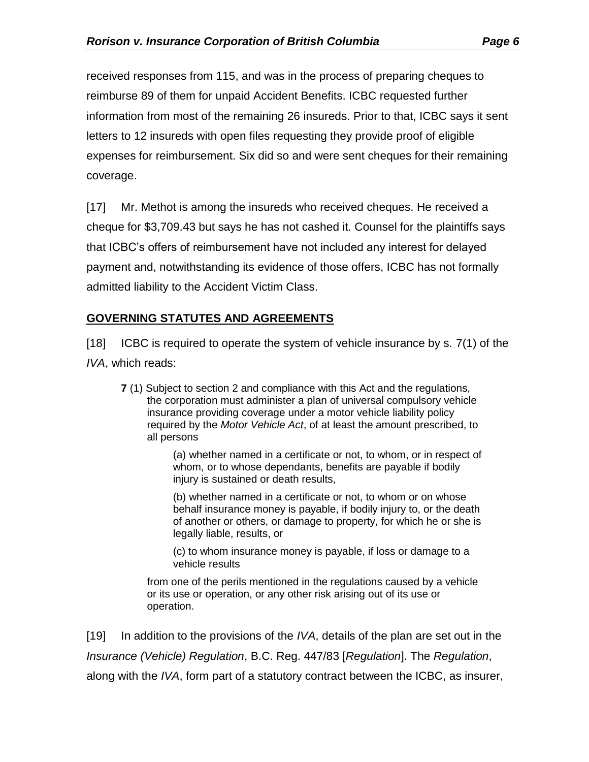received responses from 115, and was in the process of preparing cheques to reimburse 89 of them for unpaid Accident Benefits. ICBC requested further information from most of the remaining 26 insureds. Prior to that, ICBC says it sent letters to 12 insureds with open files requesting they provide proof of eligible expenses for reimbursement. Six did so and were sent cheques for their remaining coverage.

[17] Mr. Methot is among the insureds who received cheques. He received a cheque for $3,709.43 but says he has not cashed it. Counsel for the plaintiffs says that ICBC's offers of reimbursement have not included any interest for delayed payment and, notwithstanding its evidence of those offers, ICBC has not formally admitted liability to the Accident Victim Class.

## GOVERNING STATUTES AND AGREEMENTS

[18] ICBC is required to operate the system of vehicle insurance by s. 7(1) of the *IVA*, which reads:

> **7** (1) Subject to section 2 and compliance with this Act and the regulations, the corporation must administer a plan of universal compulsory vehicle insurance providing coverage under a motor vehicle liability policy required by the *Motor Vehicle Act*, of at least the amount prescribed, to all persons
>
> (a) whether named in a certificate or not, to whom, or in respect of whom, or to whose dependants, benefits are payable if bodily injury is sustained or death results,
>
> (b) whether named in a certificate or not, to whom or on whose behalf insurance money is payable, if bodily injury to, or the death of another or others, or damage to property, for which he or she is legally liable, results, or
>
> (c) to whom insurance money is payable, if loss or damage to a vehicle results
>
> from one of the perils mentioned in the regulations caused by a vehicle or its use or operation, or any other risk arising out of its use or operation.

[19] In addition to the provisions of the *IVA*, details of the plan are set out in the *Insurance (Vehicle) Regulation*, B.C. Reg. 447/83 [*Regulation*]. The *Regulation*, along with the *IVA*, form part of a statutory contract between the ICBC, as insurer,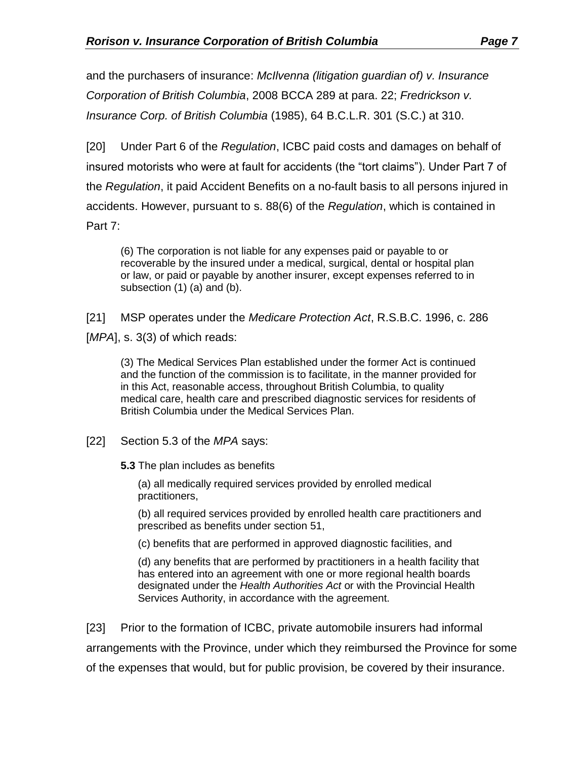and the purchasers of insurance: *McIlvenna (litigation guardian of) v. Insurance Corporation of British Columbia*, 2008 BCCA 289 at para. 22; *Fredrickson v. Insurance Corp. of British Columbia* (1985), 64 B.C.L.R. 301 (S.C.) at 310.

[20] Under Part 6 of the *Regulation*, ICBC paid costs and damages on behalf of insured motorists who were at fault for accidents (the "tort claims"). Under Part 7 of the *Regulation*, it paid Accident Benefits on a no-fault basis to all persons injured in accidents. However, pursuant to s. 88(6) of the *Regulation*, which is contained in Part 7:

> (6) The corporation is not liable for any expenses paid or payable to or recoverable by the insured under a medical, surgical, dental or hospital plan or law, or paid or payable by another insurer, except expenses referred to in subsection (1) (a) and (b).

[21] MSP operates under the *Medicare Protection Act*, R.S.B.C. 1996, c. 286 [*MPA*], s. 3(3) of which reads:

> (3) The Medical Services Plan established under the former Act is continued and the function of the commission is to facilitate, in the manner provided for in this Act, reasonable access, throughout British Columbia, to quality medical care, health care and prescribed diagnostic services for residents of British Columbia under the Medical Services Plan.

[22] Section 5.3 of the *MPA* says:

> **5.3** The plan includes as benefits
>
> (a) all medically required services provided by enrolled medical practitioners,
>
> (b) all required services provided by enrolled health care practitioners and prescribed as benefits under section 51,
>
> (c) benefits that are performed in approved diagnostic facilities, and
>
> (d) any benefits that are performed by practitioners in a health facility that has entered into an agreement with one or more regional health boards designated under the *Health Authorities Act* or with the Provincial Health Services Authority, in accordance with the agreement.

[23] Prior to the formation of ICBC, private automobile insurers had informal arrangements with the Province, under which they reimbursed the Province for some of the expenses that would, but for public provision, be covered by their insurance.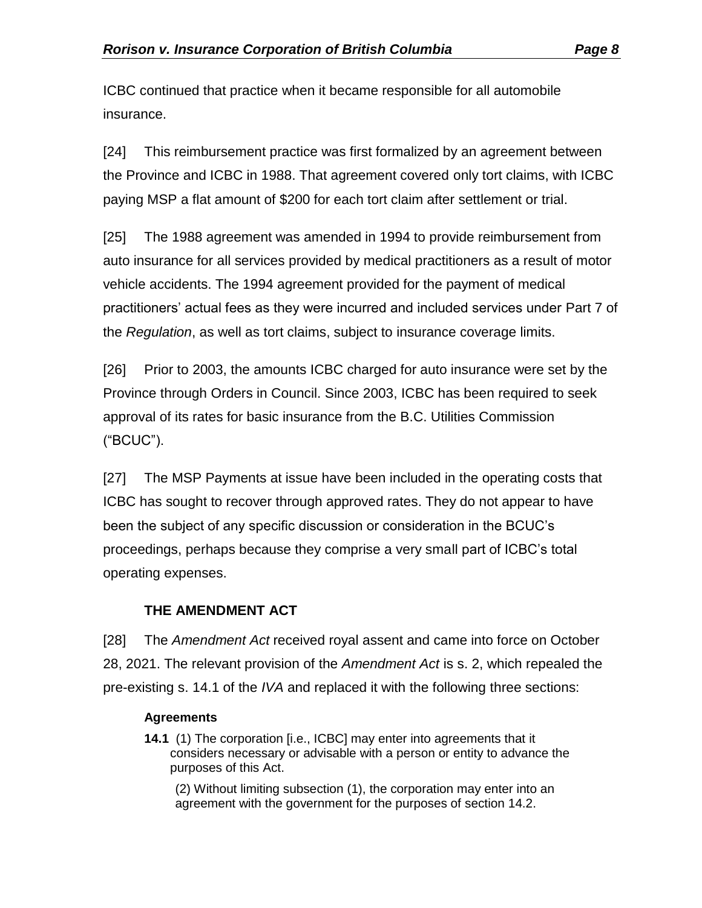ICBC continued that practice when it became responsible for all automobile insurance.

[24] This reimbursement practice was first formalized by an agreement between the Province and ICBC in 1988. That agreement covered only tort claims, with ICBC paying MSP a flat amount of $200 for each tort claim after settlement or trial.

[25] The 1988 agreement was amended in 1994 to provide reimbursement from auto insurance for all services provided by medical practitioners as a result of motor vehicle accidents. The 1994 agreement provided for the payment of medical practitioners' actual fees as they were incurred and included services under Part 7 of the *Regulation*, as well as tort claims, subject to insurance coverage limits.

[26] Prior to 2003, the amounts ICBC charged for auto insurance were set by the Province through Orders in Council. Since 2003, ICBC has been required to seek approval of its rates for basic insurance from the B.C. Utilities Commission ("BCUC").

[27] The MSP Payments at issue have been included in the operating costs that ICBC has sought to recover through approved rates. They do not appear to have been the subject of any specific discussion or consideration in the BCUC's proceedings, perhaps because they comprise a very small part of ICBC's total operating expenses.

## THE AMENDMENT ACT

[28] The *Amendment Act* received royal assent and came into force on October 28, 2021. The relevant provision of the *Amendment Act* is s. 2, which repealed the pre-existing s. 14.1 of the *IVA* and replaced it with the following three sections:

> **Agreements**
>
> **14.1** (1) The corporation [i.e., ICBC] may enter into agreements that it considers necessary or advisable with a person or entity to advance the purposes of this Act.
>
> (2) Without limiting subsection (1), the corporation may enter into an agreement with the government for the purposes of section 14.2.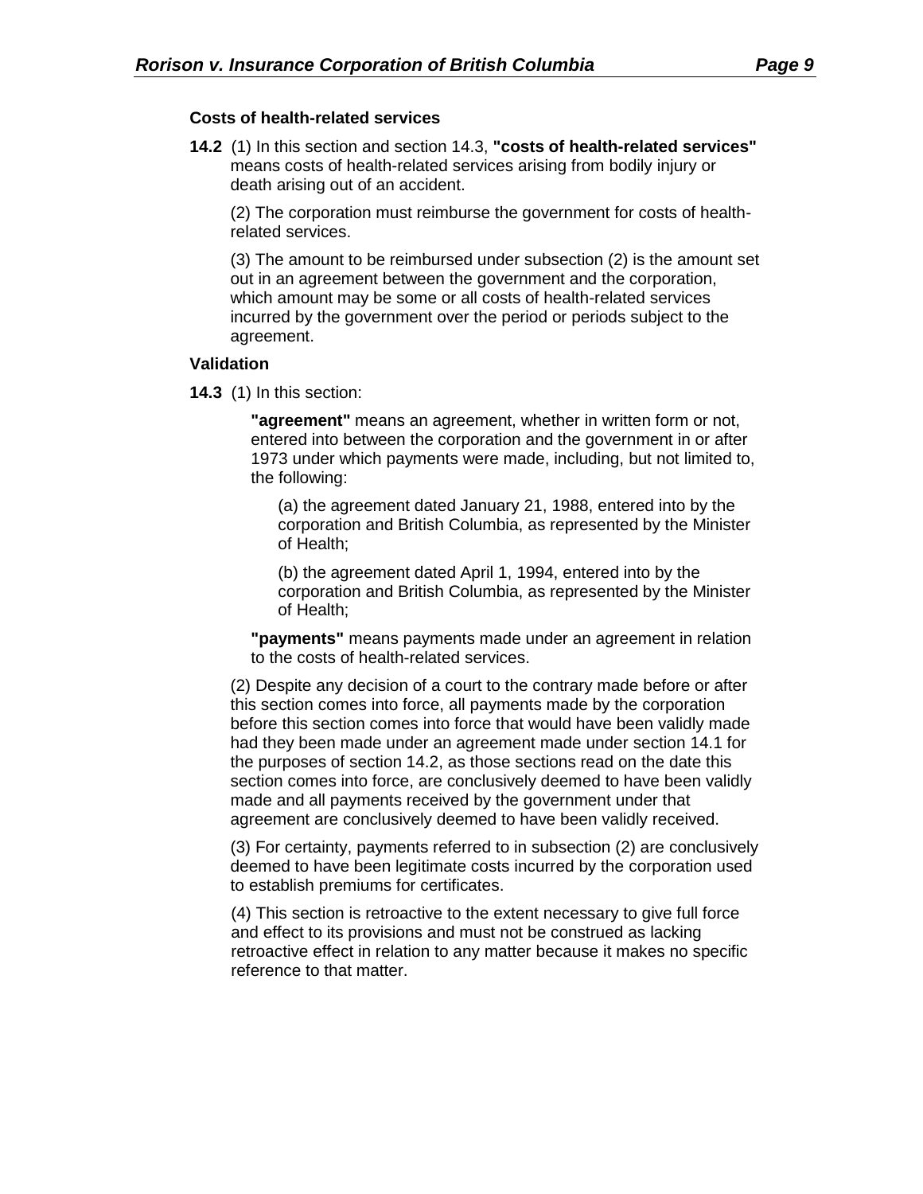**Costs of health-related services**

**14.2** (1) In this section and section 14.3, **"costs of health-related services"** means costs of health-related services arising from bodily injury or death arising out of an accident.

(2) The corporation must reimburse the government for costs of health-related services.

(3) The amount to be reimbursed under subsection (2) is the amount set out in an agreement between the government and the corporation, which amount may be some or all costs of health-related services incurred by the government over the period or periods subject to the agreement.

**Validation**

**14.3** (1) In this section:

**"agreement"** means an agreement, whether in written form or not, entered into between the corporation and the government in or after 1973 under which payments were made, including, but not limited to, the following:

(a) the agreement dated January 21, 1988, entered into by the corporation and British Columbia, as represented by the Minister of Health;

(b) the agreement dated April 1, 1994, entered into by the corporation and British Columbia, as represented by the Minister of Health;

**"payments"** means payments made under an agreement in relation to the costs of health-related services.

(2) Despite any decision of a court to the contrary made before or after this section comes into force, all payments made by the corporation before this section comes into force that would have been validly made had they been made under an agreement made under section 14.1 for the purposes of section 14.2, as those sections read on the date this section comes into force, are conclusively deemed to have been validly made and all payments received by the government under that agreement are conclusively deemed to have been validly received.

(3) For certainty, payments referred to in subsection (2) are conclusively deemed to have been legitimate costs incurred by the corporation used to establish premiums for certificates.

(4) This section is retroactive to the extent necessary to give full force and effect to its provisions and must not be construed as lacking retroactive effect in relation to any matter because it makes no specific reference to that matter.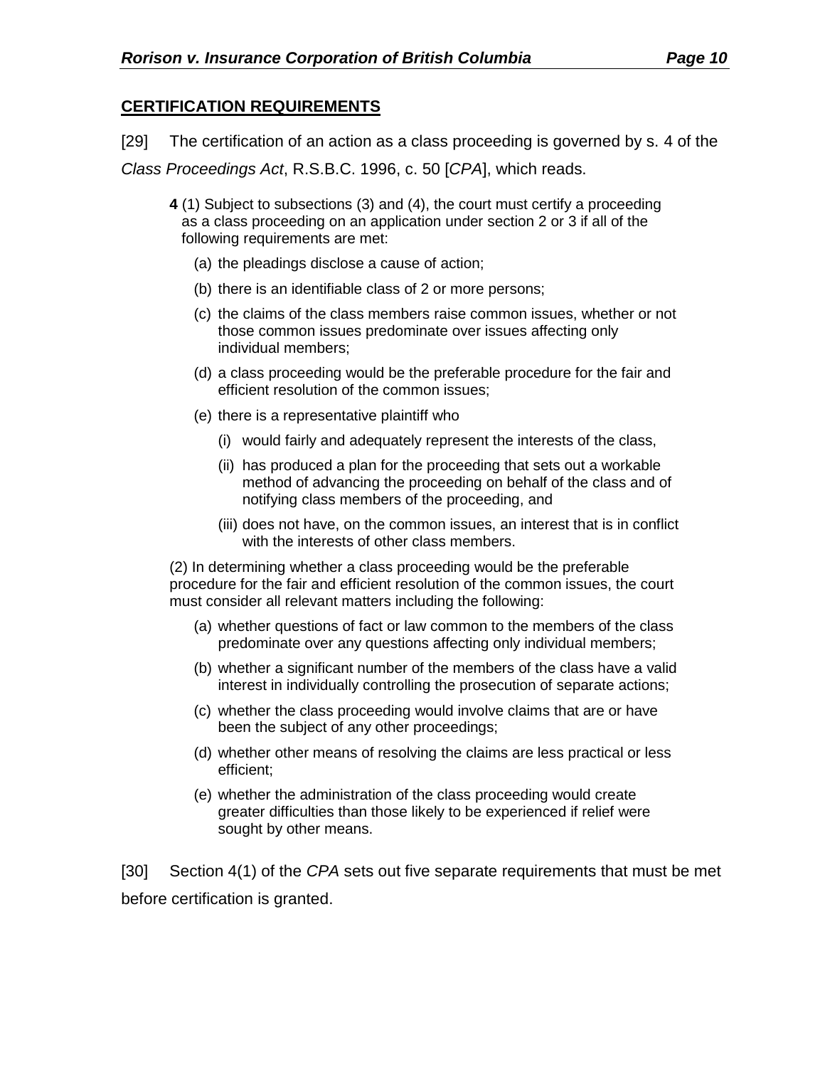## CERTIFICATION REQUIREMENTS

[29] The certification of an action as a class proceeding is governed by s. 4 of the *Class Proceedings Act*, R.S.B.C. 1996, c. 50 [*CPA*], which reads.

> **4** (1) Subject to subsections (3) and (4), the court must certify a proceeding as a class proceeding on an application under section 2 or 3 if all of the following requirements are met:
>
> (a) the pleadings disclose a cause of action;
>
> (b) there is an identifiable class of 2 or more persons;
>
> (c) the claims of the class members raise common issues, whether or not those common issues predominate over issues affecting only individual members;
>
> (d) a class proceeding would be the preferable procedure for the fair and efficient resolution of the common issues;
>
> (e) there is a representative plaintiff who
>
> (i) would fairly and adequately represent the interests of the class,
>
> (ii) has produced a plan for the proceeding that sets out a workable method of advancing the proceeding on behalf of the class and of notifying class members of the proceeding, and
>
> (iii) does not have, on the common issues, an interest that is in conflict with the interests of other class members.
>
> (2) In determining whether a class proceeding would be the preferable procedure for the fair and efficient resolution of the common issues, the court must consider all relevant matters including the following:
>
> (a) whether questions of fact or law common to the members of the class predominate over any questions affecting only individual members;
>
> (b) whether a significant number of the members of the class have a valid interest in individually controlling the prosecution of separate actions;
>
> (c) whether the class proceeding would involve claims that are or have been the subject of any other proceedings;
>
> (d) whether other means of resolving the claims are less practical or less efficient;
>
> (e) whether the administration of the class proceeding would create greater difficulties than those likely to be experienced if relief were sought by other means.

[30] Section 4(1) of the *CPA* sets out five separate requirements that must be met before certification is granted.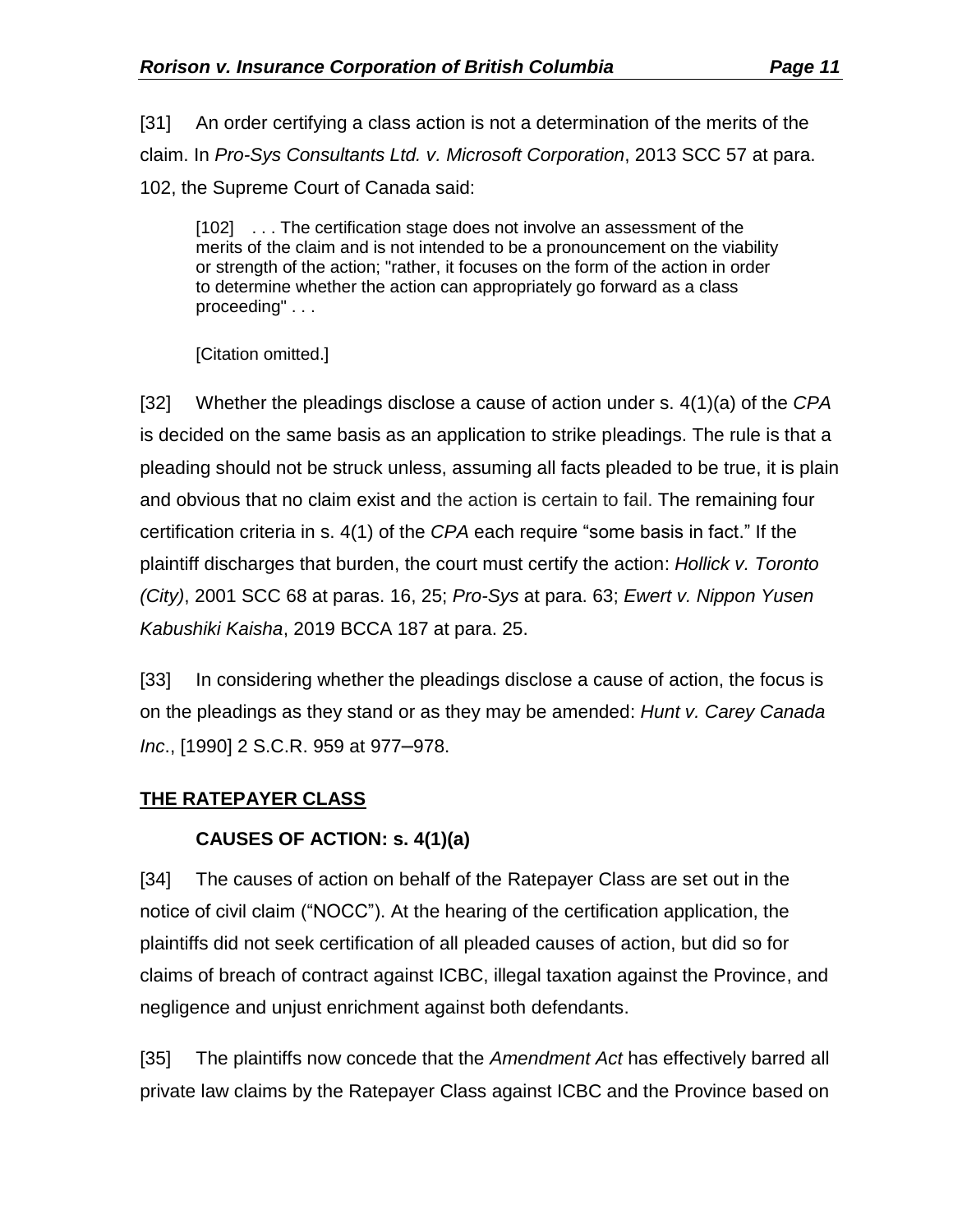[31] An order certifying a class action is not a determination of the merits of the claim. In *Pro-Sys Consultants Ltd. v. Microsoft Corporation*, 2013 SCC 57 at para. 102, the Supreme Court of Canada said:

> [102] . . . The certification stage does not involve an assessment of the merits of the claim and is not intended to be a pronouncement on the viability or strength of the action; "rather, it focuses on the form of the action in order to determine whether the action can appropriately go forward as a class proceeding" . . .
>
> [Citation omitted.]

[32] Whether the pleadings disclose a cause of action under s. 4(1)(a) of the *CPA* is decided on the same basis as an application to strike pleadings. The rule is that a pleading should not be struck unless, assuming all facts pleaded to be true, it is plain and obvious that no claim exist and the action is certain to fail. The remaining four certification criteria in s. 4(1) of the *CPA* each require "some basis in fact." If the plaintiff discharges that burden, the court must certify the action: *Hollick v. Toronto (City)*, 2001 SCC 68 at paras. 16, 25; *Pro-Sys* at para. 63; *Ewert v. Nippon Yusen Kabushiki Kaisha*, 2019 BCCA 187 at para. 25.

[33] In considering whether the pleadings disclose a cause of action, the focus is on the pleadings as they stand or as they may be amended: *Hunt v. Carey Canada Inc*., [1990] 2 S.C.R. 959 at 977–978.

## THE RATEPAYER CLASS

### CAUSES OF ACTION: s. 4(1)(a)

[34] The causes of action on behalf of the Ratepayer Class are set out in the notice of civil claim ("NOCC"). At the hearing of the certification application, the plaintiffs did not seek certification of all pleaded causes of action, but did so for claims of breach of contract against ICBC, illegal taxation against the Province, and negligence and unjust enrichment against both defendants.

[35] The plaintiffs now concede that the *Amendment Act* has effectively barred all private law claims by the Ratepayer Class against ICBC and the Province based on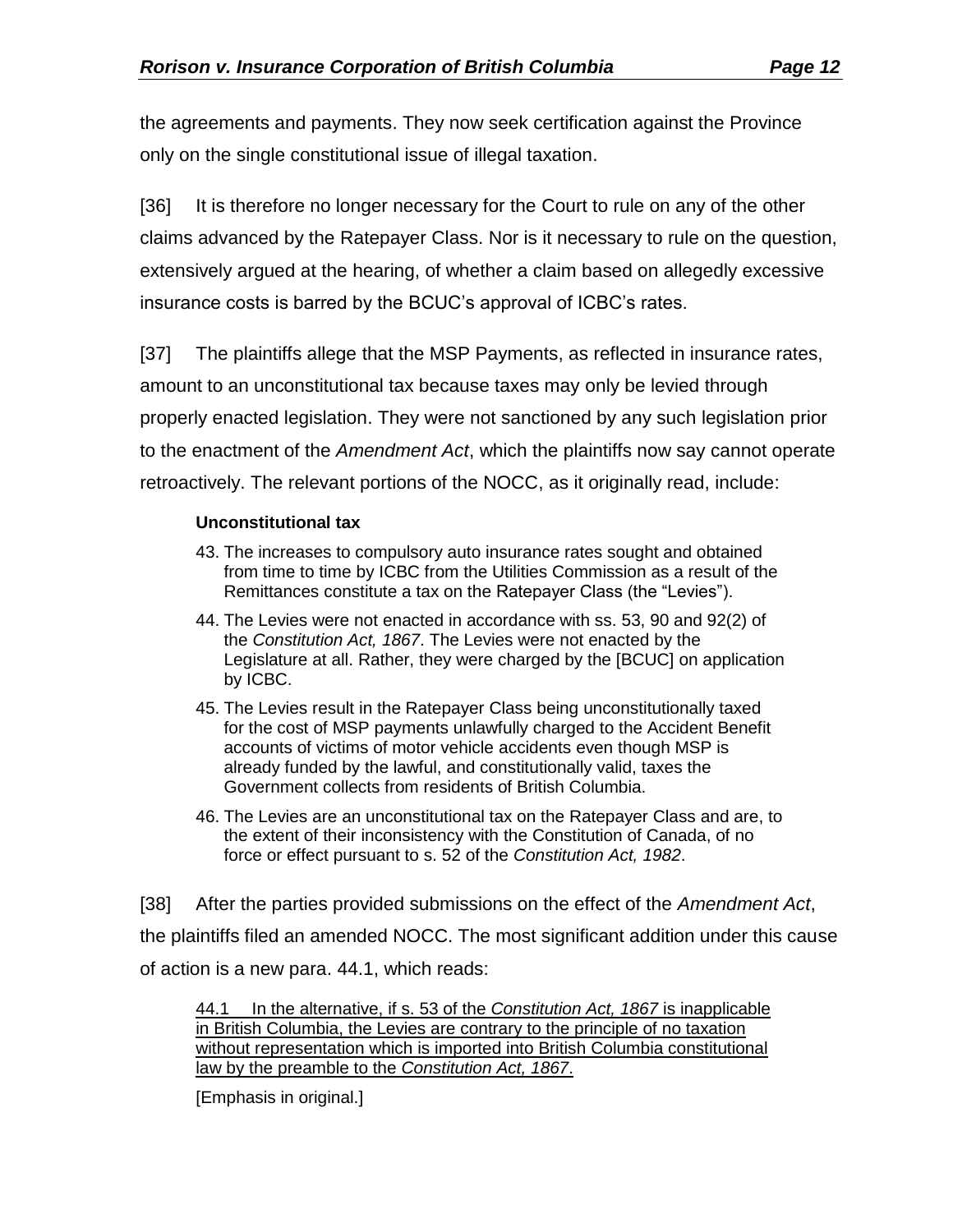the agreements and payments. They now seek certification against the Province only on the single constitutional issue of illegal taxation.

[36] It is therefore no longer necessary for the Court to rule on any of the other claims advanced by the Ratepayer Class. Nor is it necessary to rule on the question, extensively argued at the hearing, of whether a claim based on allegedly excessive insurance costs is barred by the BCUC's approval of ICBC's rates.

[37] The plaintiffs allege that the MSP Payments, as reflected in insurance rates, amount to an unconstitutional tax because taxes may only be levied through properly enacted legislation. They were not sanctioned by any such legislation prior to the enactment of the *Amendment Act*, which the plaintiffs now say cannot operate retroactively. The relevant portions of the NOCC, as it originally read, include:

> **Unconstitutional tax**
>
> 43. The increases to compulsory auto insurance rates sought and obtained from time to time by ICBC from the Utilities Commission as a result of the Remittances constitute a tax on the Ratepayer Class (the "Levies").
>
> 44. The Levies were not enacted in accordance with ss. 53, 90 and 92(2) of the *Constitution Act, 1867*. The Levies were not enacted by the Legislature at all. Rather, they were charged by the [BCUC] on application by ICBC.
>
> 45. The Levies result in the Ratepayer Class being unconstitutionally taxed for the cost of MSP payments unlawfully charged to the Accident Benefit accounts of victims of motor vehicle accidents even though MSP is already funded by the lawful, and constitutionally valid, taxes the Government collects from residents of British Columbia.
>
> 46. The Levies are an unconstitutional tax on the Ratepayer Class and are, to the extent of their inconsistency with the Constitution of Canada, of no force or effect pursuant to s. 52 of the *Constitution Act, 1982*.

[38] After the parties provided submissions on the effect of the *Amendment Act*, the plaintiffs filed an amended NOCC. The most significant addition under this cause of action is a new para. 44.1, which reads:

> <u>44.1 In the alternative, if s. 53 of the *Constitution Act, 1867* is inapplicable in British Columbia, the Levies are contrary to the principle of no taxation without representation which is imported into British Columbia constitutional law by the preamble to the *Constitution Act, 1867*.</u>
>
> [Emphasis in original.]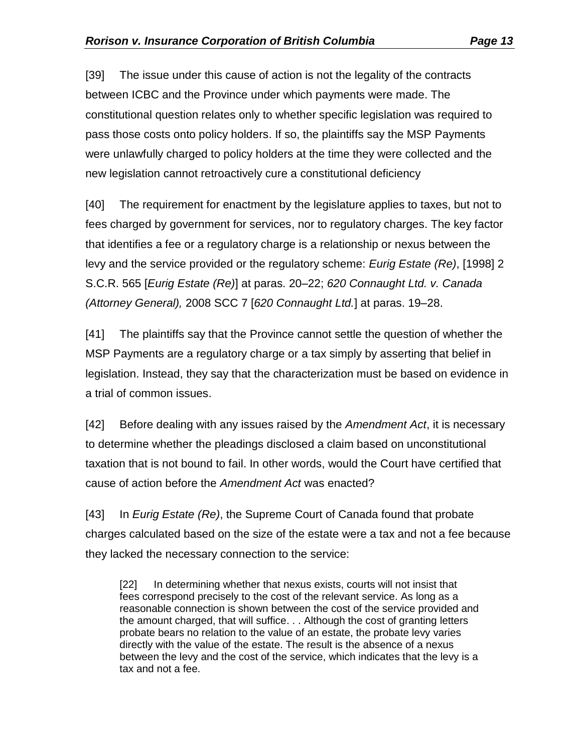[39] The issue under this cause of action is not the legality of the contracts between ICBC and the Province under which payments were made. The constitutional question relates only to whether specific legislation was required to pass those costs onto policy holders. If so, the plaintiffs say the MSP Payments were unlawfully charged to policy holders at the time they were collected and the new legislation cannot retroactively cure a constitutional deficiency

[40] The requirement for enactment by the legislature applies to taxes, but not to fees charged by government for services, nor to regulatory charges. The key factor that identifies a fee or a regulatory charge is a relationship or nexus between the levy and the service provided or the regulatory scheme: *Eurig Estate (Re)*, [1998] 2 S.C.R. 565 [*Eurig Estate (Re)*] at paras. 20–22; *620 Connaught Ltd. v. Canada (Attorney General),* 2008 SCC 7 [*620 Connaught Ltd.*] at paras. 19–28.

[41] The plaintiffs say that the Province cannot settle the question of whether the MSP Payments are a regulatory charge or a tax simply by asserting that belief in legislation. Instead, they say that the characterization must be based on evidence in a trial of common issues.

[42] Before dealing with any issues raised by the *Amendment Act*, it is necessary to determine whether the pleadings disclosed a claim based on unconstitutional taxation that is not bound to fail. In other words, would the Court have certified that cause of action before the *Amendment Act* was enacted?

[43] In *Eurig Estate (Re)*, the Supreme Court of Canada found that probate charges calculated based on the size of the estate were a tax and not a fee because they lacked the necessary connection to the service:

> [22] In determining whether that nexus exists, courts will not insist that fees correspond precisely to the cost of the relevant service. As long as a reasonable connection is shown between the cost of the service provided and the amount charged, that will suffice. . . Although the cost of granting letters probate bears no relation to the value of an estate, the probate levy varies directly with the value of the estate. The result is the absence of a nexus between the levy and the cost of the service, which indicates that the levy is a tax and not a fee.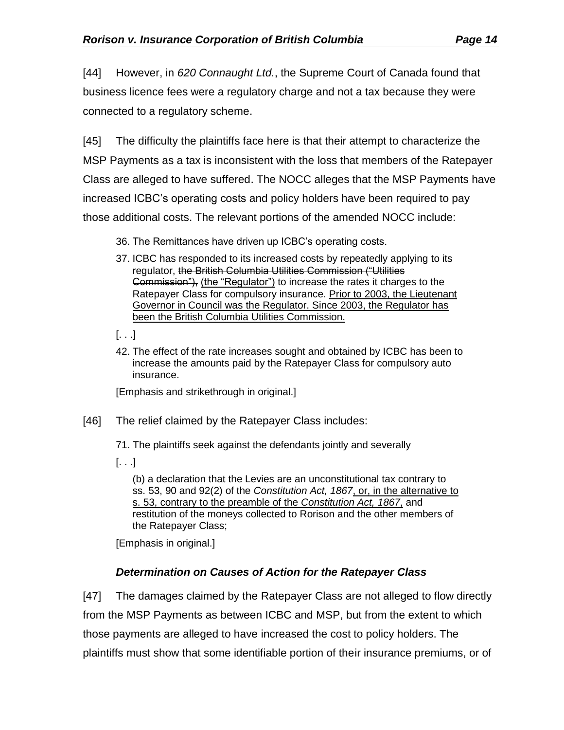[44] However, in *620 Connaught Ltd.*, the Supreme Court of Canada found that business licence fees were a regulatory charge and not a tax because they were connected to a regulatory scheme.

[45] The difficulty the plaintiffs face here is that their attempt to characterize the MSP Payments as a tax is inconsistent with the loss that members of the Ratepayer Class are alleged to have suffered. The NOCC alleges that the MSP Payments have increased ICBC's operating costs and policy holders have been required to pay those additional costs. The relevant portions of the amended NOCC include:

> 36. The Remittances have driven up ICBC's operating costs.
>
> 37. ICBC has responded to its increased costs by repeatedly applying to its regulator, ~~the British Columbia Utilities Commission ("Utilities Commission"),~~ <u>(the "Regulator")</u> to increase the rates it charges to the Ratepayer Class for compulsory insurance. <u>Prior to 2003, the Lieutenant Governor in Council was the Regulator. Since 2003, the Regulator has been the British Columbia Utilities Commission.</u>
>
> [. . .]
>
> 42. The effect of the rate increases sought and obtained by ICBC has been to increase the amounts paid by the Ratepayer Class for compulsory auto insurance.
>
> [Emphasis and strikethrough in original.]

[46] The relief claimed by the Ratepayer Class includes:

> 71. The plaintiffs seek against the defendants jointly and severally
>
> [. . .]
>
> (b) a declaration that the Levies are an unconstitutional tax contrary to ss. 53, 90 and 92(2) of the *Constitution Act, 1867*<u>, or, in the alternative to s. 53, contrary to the preamble of the *Constitution Act, 1867*,</u> and restitution of the moneys collected to Rorison and the other members of the Ratepayer Class;
>
> [Emphasis in original.]

### *Determination on Causes of Action for the Ratepayer Class*

[47] The damages claimed by the Ratepayer Class are not alleged to flow directly from the MSP Payments as between ICBC and MSP, but from the extent to which those payments are alleged to have increased the cost to policy holders. The plaintiffs must show that some identifiable portion of their insurance premiums, or of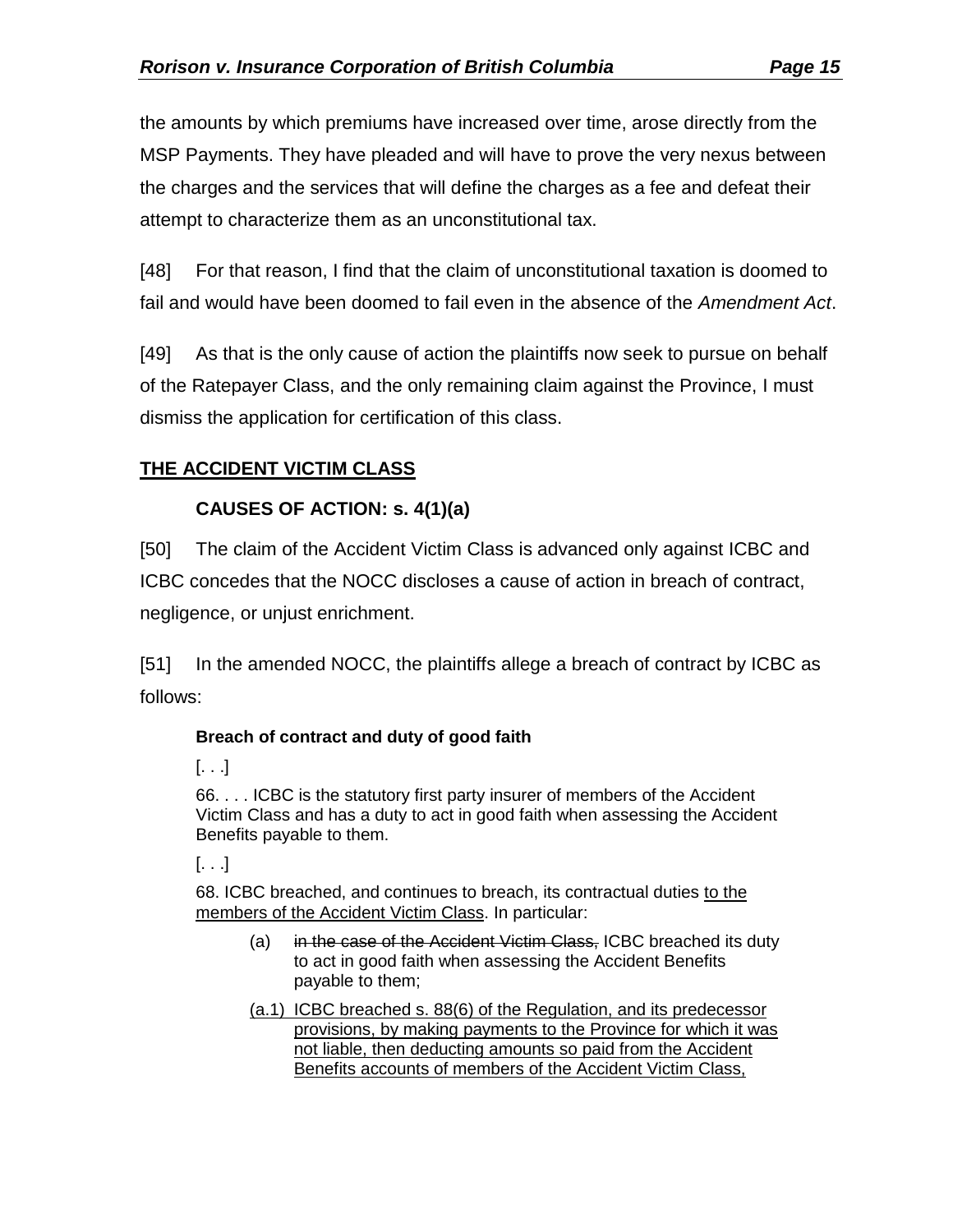the amounts by which premiums have increased over time, arose directly from the MSP Payments. They have pleaded and will have to prove the very nexus between the charges and the services that will define the charges as a fee and defeat their attempt to characterize them as an unconstitutional tax.

[48] For that reason, I find that the claim of unconstitutional taxation is doomed to fail and would have been doomed to fail even in the absence of the *Amendment Act*.

[49] As that is the only cause of action the plaintiffs now seek to pursue on behalf of the Ratepayer Class, and the only remaining claim against the Province, I must dismiss the application for certification of this class.

## THE ACCIDENT VICTIM CLASS

### CAUSES OF ACTION: s. 4(1)(a)

[50] The claim of the Accident Victim Class is advanced only against ICBC and ICBC concedes that the NOCC discloses a cause of action in breach of contract, negligence, or unjust enrichment.

[51] In the amended NOCC, the plaintiffs allege a breach of contract by ICBC as follows:

> **Breach of contract and duty of good faith**
>
> [. . .]
>
> 66. . . . ICBC is the statutory first party insurer of members of the Accident Victim Class and has a duty to act in good faith when assessing the Accident Benefits payable to them.
>
> [. . .]
>
> 68. ICBC breached, and continues to breach, its contractual duties <u>to the members of the Accident Victim Class</u>. In particular:
>
> (a) ~~in the case of the Accident Victim Class,~~ ICBC breached its duty to act in good faith when assessing the Accident Benefits payable to them;
>
> <u>(a.1) ICBC breached s. 88(6) of the Regulation, and its predecessor provisions, by making payments to the Province for which it was not liable, then deducting amounts so paid from the Accident Benefits accounts of members of the Accident Victim Class,</u>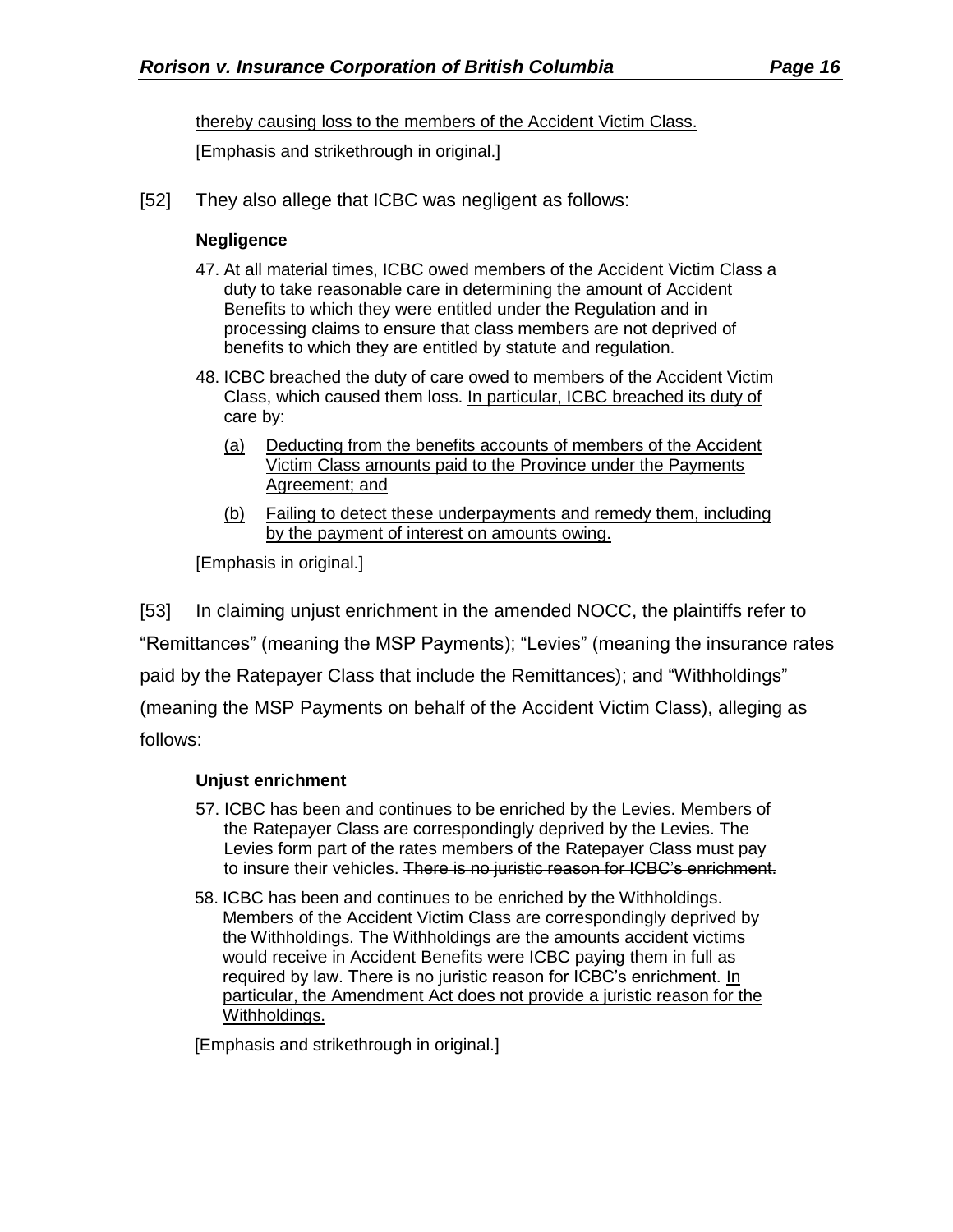> <u>thereby causing loss to the members of the Accident Victim Class.</u>
>
> [Emphasis and strikethrough in original.]

[52] They also allege that ICBC was negligent as follows:

> **Negligence**
>
> 47. At all material times, ICBC owed members of the Accident Victim Class a duty to take reasonable care in determining the amount of Accident Benefits to which they were entitled under the Regulation and in processing claims to ensure that class members are not deprived of benefits to which they are entitled by statute and regulation.
>
> 48. ICBC breached the duty of care owed to members of the Accident Victim Class, which caused them loss. <u>In particular, ICBC breached its duty of care by:</u>
>
>     <u>(a)</u> <u>Deducting from the benefits accounts of members of the Accident Victim Class amounts paid to the Province under the Payments Agreement; and</u>
>
>     <u>(b)</u> <u>Failing to detect these underpayments and remedy them, including by the payment of interest on amounts owing.</u>
>
> [Emphasis in original.]

[53] In claiming unjust enrichment in the amended NOCC, the plaintiffs refer to "Remittances" (meaning the MSP Payments); "Levies" (meaning the insurance rates paid by the Ratepayer Class that include the Remittances); and "Withholdings" (meaning the MSP Payments on behalf of the Accident Victim Class), alleging as follows:

> **Unjust enrichment**
>
> 57. ICBC has been and continues to be enriched by the Levies. Members of the Ratepayer Class are correspondingly deprived by the Levies. The Levies form part of the rates members of the Ratepayer Class must pay to insure their vehicles. ~~There is no juristic reason for ICBC's enrichment.~~
>
> 58. ICBC has been and continues to be enriched by the Withholdings. Members of the Accident Victim Class are correspondingly deprived by the Withholdings. The Withholdings are the amounts accident victims would receive in Accident Benefits were ICBC paying them in full as required by law. There is no juristic reason for ICBC's enrichment. <u>In particular, the Amendment Act does not provide a juristic reason for the Withholdings.</u>
>
> [Emphasis and strikethrough in original.]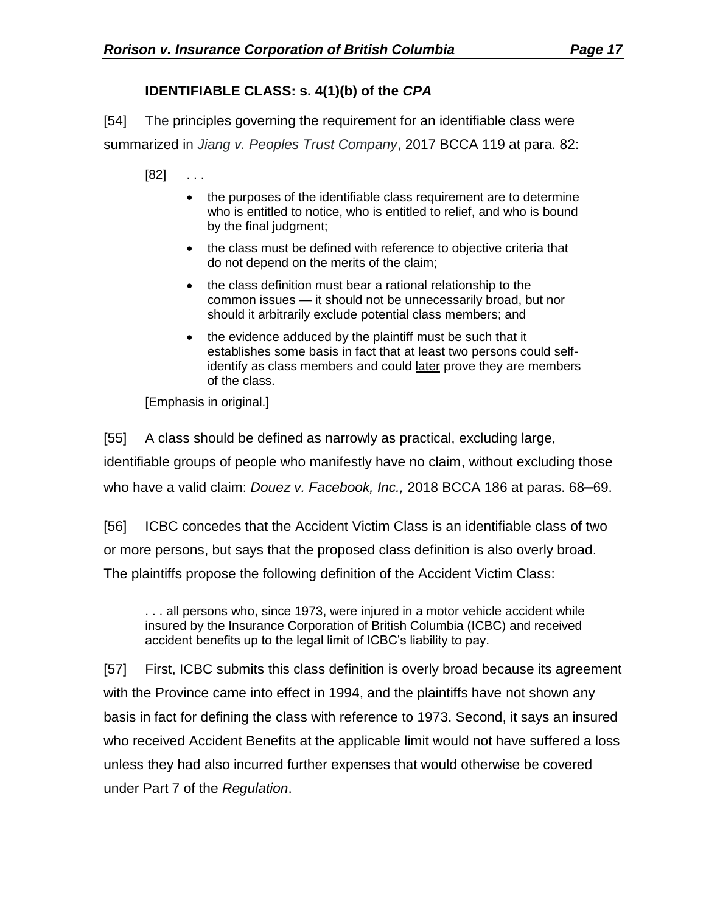### IDENTIFIABLE CLASS: s. 4(1)(b) of the *CPA*

[54] The principles governing the requirement for an identifiable class were summarized in *Jiang v. Peoples Trust Company*, 2017 BCCA 119 at para. 82:

> [82] . . .
>
> - the purposes of the identifiable class requirement are to determine who is entitled to notice, who is entitled to relief, and who is bound by the final judgment;
> - the class must be defined with reference to objective criteria that do not depend on the merits of the claim;
> - the class definition must bear a rational relationship to the common issues — it should not be unnecessarily broad, but nor should it arbitrarily exclude potential class members; and
> - the evidence adduced by the plaintiff must be such that it establishes some basis in fact that at least two persons could self-identify as class members and could <u>later</u> prove they are members of the class.
>
> [Emphasis in original.]

[55] A class should be defined as narrowly as practical, excluding large, identifiable groups of people who manifestly have no claim, without excluding those who have a valid claim: *Douez v. Facebook, Inc.,* 2018 BCCA 186 at paras. 68–69.

[56] ICBC concedes that the Accident Victim Class is an identifiable class of two or more persons, but says that the proposed class definition is also overly broad. The plaintiffs propose the following definition of the Accident Victim Class:

> . . . all persons who, since 1973, were injured in a motor vehicle accident while insured by the Insurance Corporation of British Columbia (ICBC) and received accident benefits up to the legal limit of ICBC's liability to pay.

[57] First, ICBC submits this class definition is overly broad because its agreement with the Province came into effect in 1994, and the plaintiffs have not shown any basis in fact for defining the class with reference to 1973. Second, it says an insured who received Accident Benefits at the applicable limit would not have suffered a loss unless they had also incurred further expenses that would otherwise be covered under Part 7 of the *Regulation*.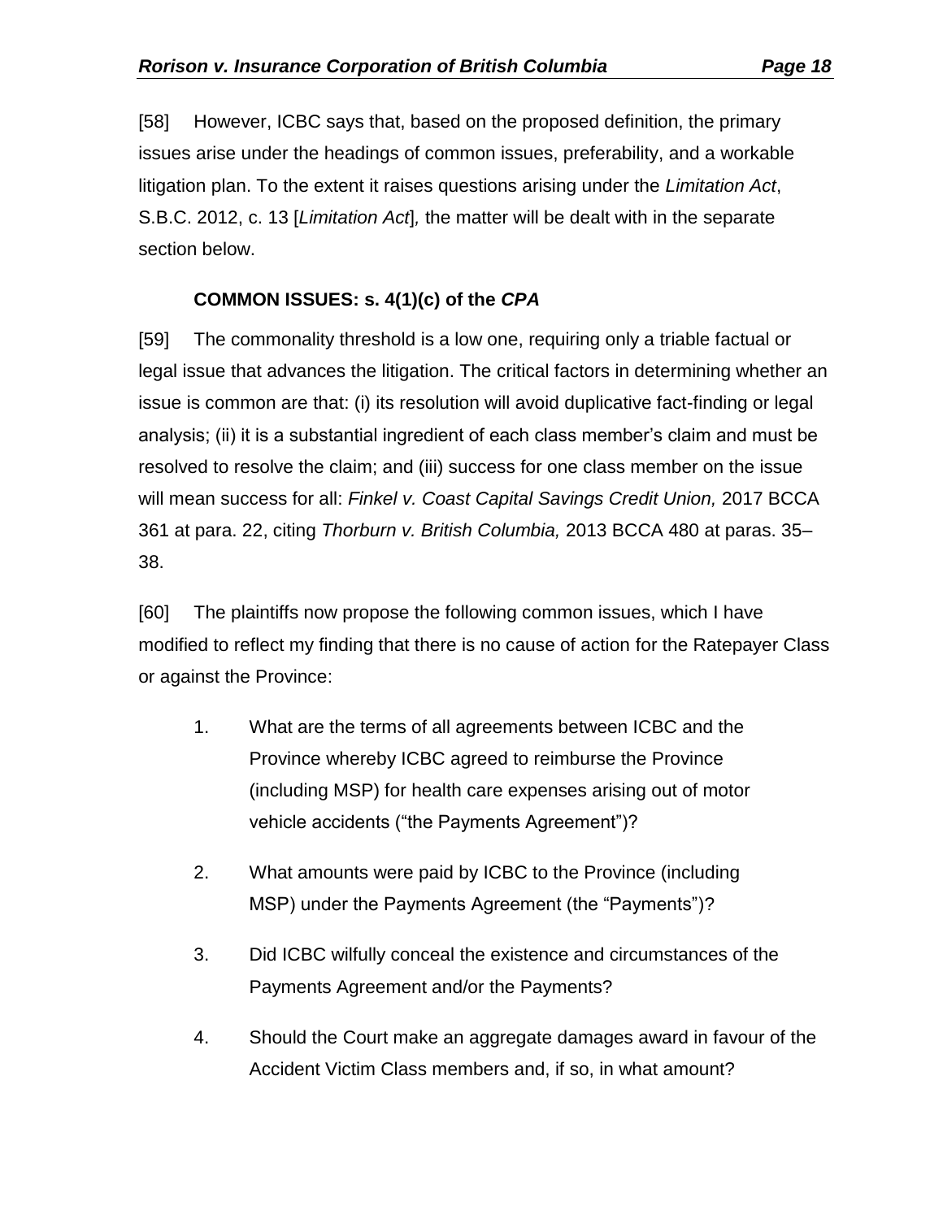[58] However, ICBC says that, based on the proposed definition, the primary issues arise under the headings of common issues, preferability, and a workable litigation plan. To the extent it raises questions arising under the *Limitation Act*, S.B.C. 2012, c. 13 [*Limitation Act*]*,* the matter will be dealt with in the separate section below.

### COMMON ISSUES: s. 4(1)(c) of the *CPA*

[59] The commonality threshold is a low one, requiring only a triable factual or legal issue that advances the litigation. The critical factors in determining whether an issue is common are that: (i) its resolution will avoid duplicative fact-finding or legal analysis; (ii) it is a substantial ingredient of each class member's claim and must be resolved to resolve the claim; and (iii) success for one class member on the issue will mean success for all: *Finkel v. Coast Capital Savings Credit Union,* 2017 BCCA 361 at para. 22, citing *Thorburn v. British Columbia,* 2013 BCCA 480 at paras. 35–38.

[60] The plaintiffs now propose the following common issues, which I have modified to reflect my finding that there is no cause of action for the Ratepayer Class or against the Province:

1. What are the terms of all agreements between ICBC and the Province whereby ICBC agreed to reimburse the Province (including MSP) for health care expenses arising out of motor vehicle accidents ("the Payments Agreement")?

2. What amounts were paid by ICBC to the Province (including MSP) under the Payments Agreement (the "Payments")?

3. Did ICBC wilfully conceal the existence and circumstances of the Payments Agreement and/or the Payments?

4. Should the Court make an aggregate damages award in favour of the Accident Victim Class members and, if so, in what amount?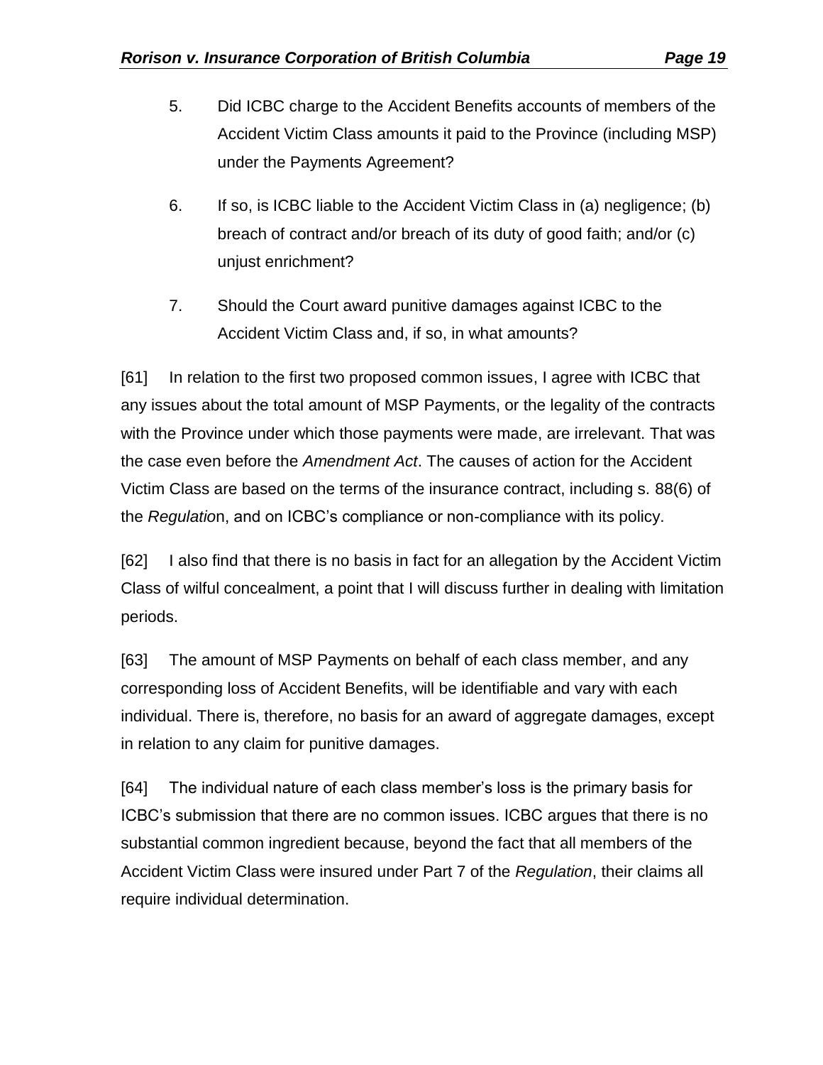5. Did ICBC charge to the Accident Benefits accounts of members of the Accident Victim Class amounts it paid to the Province (including MSP) under the Payments Agreement?

6. If so, is ICBC liable to the Accident Victim Class in (a) negligence; (b) breach of contract and/or breach of its duty of good faith; and/or (c) unjust enrichment?

7. Should the Court award punitive damages against ICBC to the Accident Victim Class and, if so, in what amounts?

[61] In relation to the first two proposed common issues, I agree with ICBC that any issues about the total amount of MSP Payments, or the legality of the contracts with the Province under which those payments were made, are irrelevant. That was the case even before the *Amendment Act*. The causes of action for the Accident Victim Class are based on the terms of the insurance contract, including s. 88(6) of the *Regulatio*n, and on ICBC's compliance or non-compliance with its policy.

[62] I also find that there is no basis in fact for an allegation by the Accident Victim Class of wilful concealment, a point that I will discuss further in dealing with limitation periods.

[63] The amount of MSP Payments on behalf of each class member, and any corresponding loss of Accident Benefits, will be identifiable and vary with each individual. There is, therefore, no basis for an award of aggregate damages, except in relation to any claim for punitive damages.

[64] The individual nature of each class member's loss is the primary basis for ICBC's submission that there are no common issues. ICBC argues that there is no substantial common ingredient because, beyond the fact that all members of the Accident Victim Class were insured under Part 7 of the *Regulation*, their claims all require individual determination.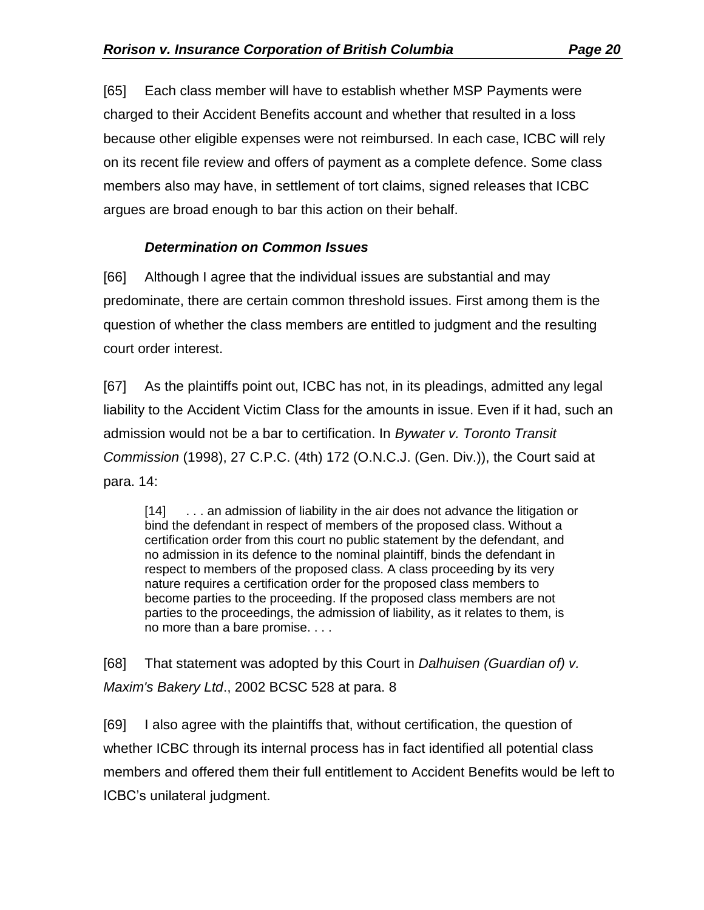[65] Each class member will have to establish whether MSP Payments were charged to their Accident Benefits account and whether that resulted in a loss because other eligible expenses were not reimbursed. In each case, ICBC will rely on its recent file review and offers of payment as a complete defence. Some class members also may have, in settlement of tort claims, signed releases that ICBC argues are broad enough to bar this action on their behalf.

### *Determination on Common Issues*

[66] Although I agree that the individual issues are substantial and may predominate, there are certain common threshold issues. First among them is the question of whether the class members are entitled to judgment and the resulting court order interest.

[67] As the plaintiffs point out, ICBC has not, in its pleadings, admitted any legal liability to the Accident Victim Class for the amounts in issue. Even if it had, such an admission would not be a bar to certification. In *Bywater v. Toronto Transit Commission* (1998), 27 C.P.C. (4th) 172 (O.N.C.J. (Gen. Div.)), the Court said at para. 14:

> [14] . . . an admission of liability in the air does not advance the litigation or bind the defendant in respect of members of the proposed class. Without a certification order from this court no public statement by the defendant, and no admission in its defence to the nominal plaintiff, binds the defendant in respect to members of the proposed class. A class proceeding by its very nature requires a certification order for the proposed class members to become parties to the proceeding. If the proposed class members are not parties to the proceedings, the admission of liability, as it relates to them, is no more than a bare promise. . . .

[68] That statement was adopted by this Court in *Dalhuisen (Guardian of) v. Maxim's Bakery Ltd*., 2002 BCSC 528 at para. 8

[69] I also agree with the plaintiffs that, without certification, the question of whether ICBC through its internal process has in fact identified all potential class members and offered them their full entitlement to Accident Benefits would be left to ICBC's unilateral judgment.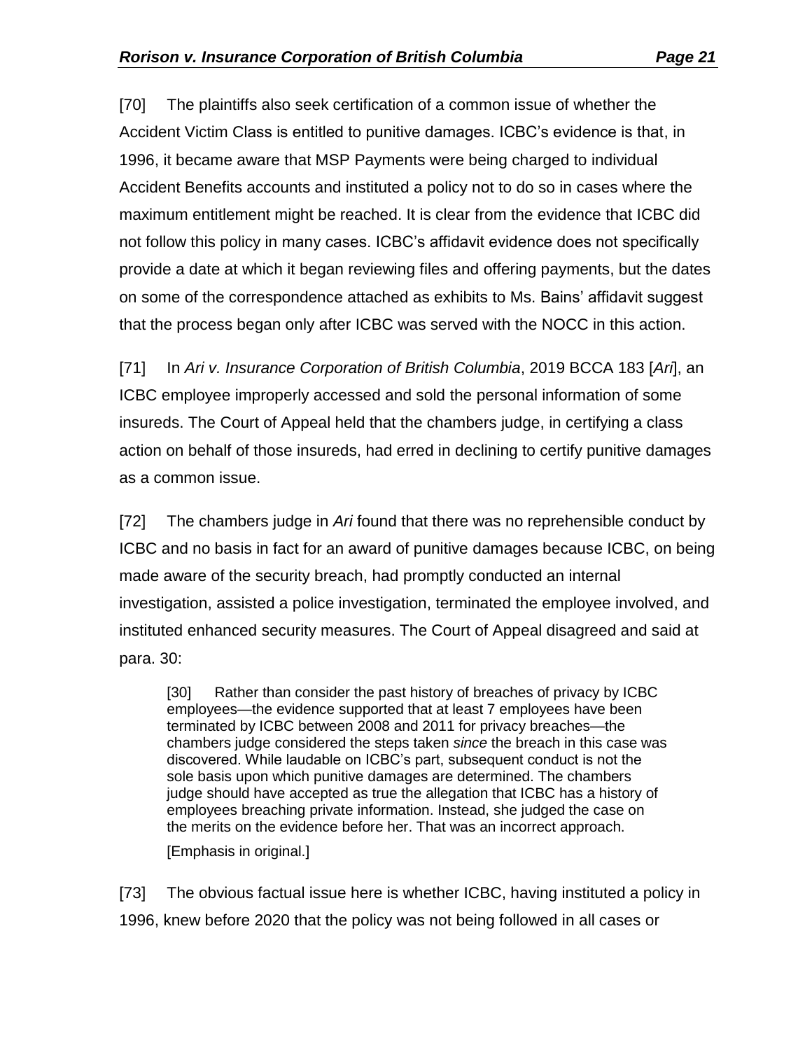[70] The plaintiffs also seek certification of a common issue of whether the Accident Victim Class is entitled to punitive damages. ICBC's evidence is that, in 1996, it became aware that MSP Payments were being charged to individual Accident Benefits accounts and instituted a policy not to do so in cases where the maximum entitlement might be reached. It is clear from the evidence that ICBC did not follow this policy in many cases. ICBC's affidavit evidence does not specifically provide a date at which it began reviewing files and offering payments, but the dates on some of the correspondence attached as exhibits to Ms. Bains' affidavit suggest that the process began only after ICBC was served with the NOCC in this action.

[71] In *Ari v. Insurance Corporation of British Columbia*, 2019 BCCA 183 [*Ari*], an ICBC employee improperly accessed and sold the personal information of some insureds. The Court of Appeal held that the chambers judge, in certifying a class action on behalf of those insureds, had erred in declining to certify punitive damages as a common issue.

[72] The chambers judge in *Ari* found that there was no reprehensible conduct by ICBC and no basis in fact for an award of punitive damages because ICBC, on being made aware of the security breach, had promptly conducted an internal investigation, assisted a police investigation, terminated the employee involved, and instituted enhanced security measures. The Court of Appeal disagreed and said at para. 30:

> [30] Rather than consider the past history of breaches of privacy by ICBC employees—the evidence supported that at least 7 employees have been terminated by ICBC between 2008 and 2011 for privacy breaches—the chambers judge considered the steps taken *since* the breach in this case was discovered. While laudable on ICBC's part, subsequent conduct is not the sole basis upon which punitive damages are determined. The chambers judge should have accepted as true the allegation that ICBC has a history of employees breaching private information. Instead, she judged the case on the merits on the evidence before her. That was an incorrect approach.
>
> [Emphasis in original.]

[73] The obvious factual issue here is whether ICBC, having instituted a policy in 1996, knew before 2020 that the policy was not being followed in all cases or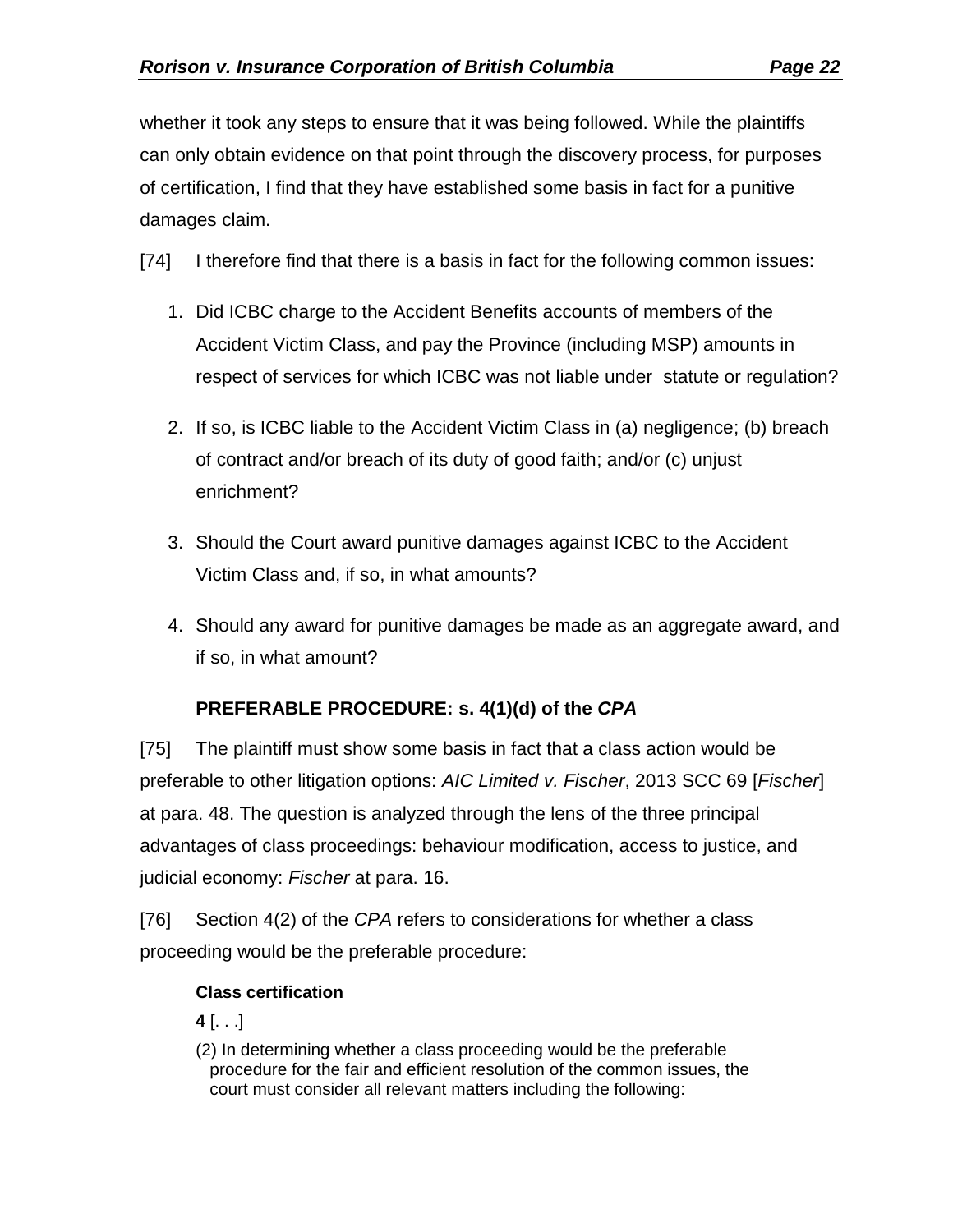whether it took any steps to ensure that it was being followed. While the plaintiffs can only obtain evidence on that point through the discovery process, for purposes of certification, I find that they have established some basis in fact for a punitive damages claim.

[74] I therefore find that there is a basis in fact for the following common issues:

1. Did ICBC charge to the Accident Benefits accounts of members of the Accident Victim Class, and pay the Province (including MSP) amounts in respect of services for which ICBC was not liable under statute or regulation?
2. If so, is ICBC liable to the Accident Victim Class in (a) negligence; (b) breach of contract and/or breach of its duty of good faith; and/or (c) unjust enrichment?
3. Should the Court award punitive damages against ICBC to the Accident Victim Class and, if so, in what amounts?
4. Should any award for punitive damages be made as an aggregate award, and if so, in what amount?

### PREFERABLE PROCEDURE: s. 4(1)(d) of the *CPA*

[75] The plaintiff must show some basis in fact that a class action would be preferable to other litigation options: *AIC Limited v. Fischer*, 2013 SCC 69 [*Fischer*] at para. 48. The question is analyzed through the lens of the three principal advantages of class proceedings: behaviour modification, access to justice, and judicial economy: *Fischer* at para. 16.

[76] Section 4(2) of the *CPA* refers to considerations for whether a class proceeding would be the preferable procedure:

> **Class certification**
>
> **4** [. . .]
>
> (2) In determining whether a class proceeding would be the preferable procedure for the fair and efficient resolution of the common issues, the court must consider all relevant matters including the following: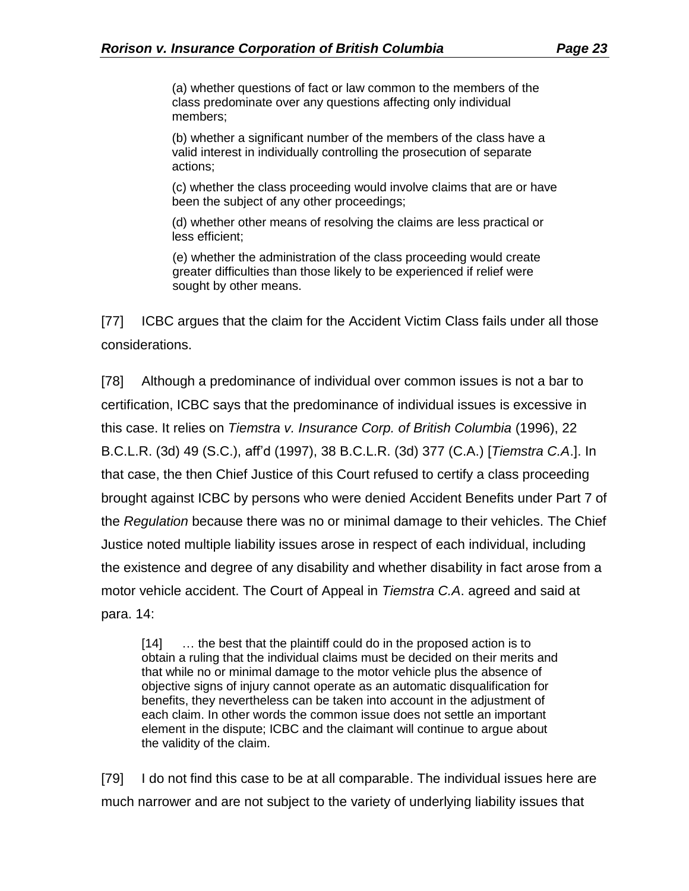> (a) whether questions of fact or law common to the members of the class predominate over any questions affecting only individual members;
>
> (b) whether a significant number of the members of the class have a valid interest in individually controlling the prosecution of separate actions;
>
> (c) whether the class proceeding would involve claims that are or have been the subject of any other proceedings;
>
> (d) whether other means of resolving the claims are less practical or less efficient;
>
> (e) whether the administration of the class proceeding would create greater difficulties than those likely to be experienced if relief were sought by other means.

[77] ICBC argues that the claim for the Accident Victim Class fails under all those considerations.

[78] Although a predominance of individual over common issues is not a bar to certification, ICBC says that the predominance of individual issues is excessive in this case. It relies on *Tiemstra v. Insurance Corp. of British Columbia* (1996), 22 B.C.L.R. (3d) 49 (S.C.), aff'd (1997), 38 B.C.L.R. (3d) 377 (C.A.) [*Tiemstra C.A*.]. In that case, the then Chief Justice of this Court refused to certify a class proceeding brought against ICBC by persons who were denied Accident Benefits under Part 7 of the *Regulation* because there was no or minimal damage to their vehicles. The Chief Justice noted multiple liability issues arose in respect of each individual, including the existence and degree of any disability and whether disability in fact arose from a motor vehicle accident. The Court of Appeal in *Tiemstra C.A*. agreed and said at para. 14:

> [14] … the best that the plaintiff could do in the proposed action is to obtain a ruling that the individual claims must be decided on their merits and that while no or minimal damage to the motor vehicle plus the absence of objective signs of injury cannot operate as an automatic disqualification for benefits, they nevertheless can be taken into account in the adjustment of each claim. In other words the common issue does not settle an important element in the dispute; ICBC and the claimant will continue to argue about the validity of the claim.

[79] I do not find this case to be at all comparable. The individual issues here are much narrower and are not subject to the variety of underlying liability issues that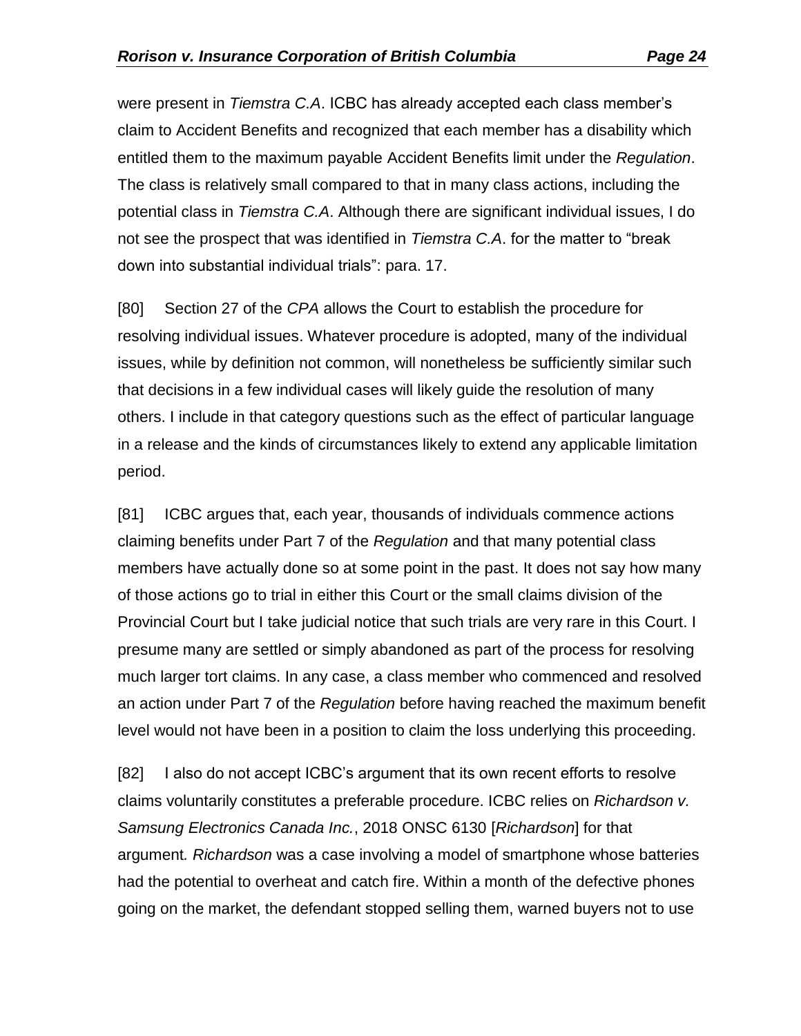were present in *Tiemstra C.A*. ICBC has already accepted each class member's claim to Accident Benefits and recognized that each member has a disability which entitled them to the maximum payable Accident Benefits limit under the *Regulation*. The class is relatively small compared to that in many class actions, including the potential class in *Tiemstra C.A*. Although there are significant individual issues, I do not see the prospect that was identified in *Tiemstra C.A*. for the matter to "break down into substantial individual trials": para. 17.

[80] Section 27 of the *CPA* allows the Court to establish the procedure for resolving individual issues. Whatever procedure is adopted, many of the individual issues, while by definition not common, will nonetheless be sufficiently similar such that decisions in a few individual cases will likely guide the resolution of many others. I include in that category questions such as the effect of particular language in a release and the kinds of circumstances likely to extend any applicable limitation period.

[81] ICBC argues that, each year, thousands of individuals commence actions claiming benefits under Part 7 of the *Regulation* and that many potential class members have actually done so at some point in the past. It does not say how many of those actions go to trial in either this Court or the small claims division of the Provincial Court but I take judicial notice that such trials are very rare in this Court. I presume many are settled or simply abandoned as part of the process for resolving much larger tort claims. In any case, a class member who commenced and resolved an action under Part 7 of the *Regulation* before having reached the maximum benefit level would not have been in a position to claim the loss underlying this proceeding.

[82] I also do not accept ICBC's argument that its own recent efforts to resolve claims voluntarily constitutes a preferable procedure. ICBC relies on *Richardson v. Samsung Electronics Canada Inc.*, 2018 ONSC 6130 [*Richardson*] for that argument*. Richardson* was a case involving a model of smartphone whose batteries had the potential to overheat and catch fire. Within a month of the defective phones going on the market, the defendant stopped selling them, warned buyers not to use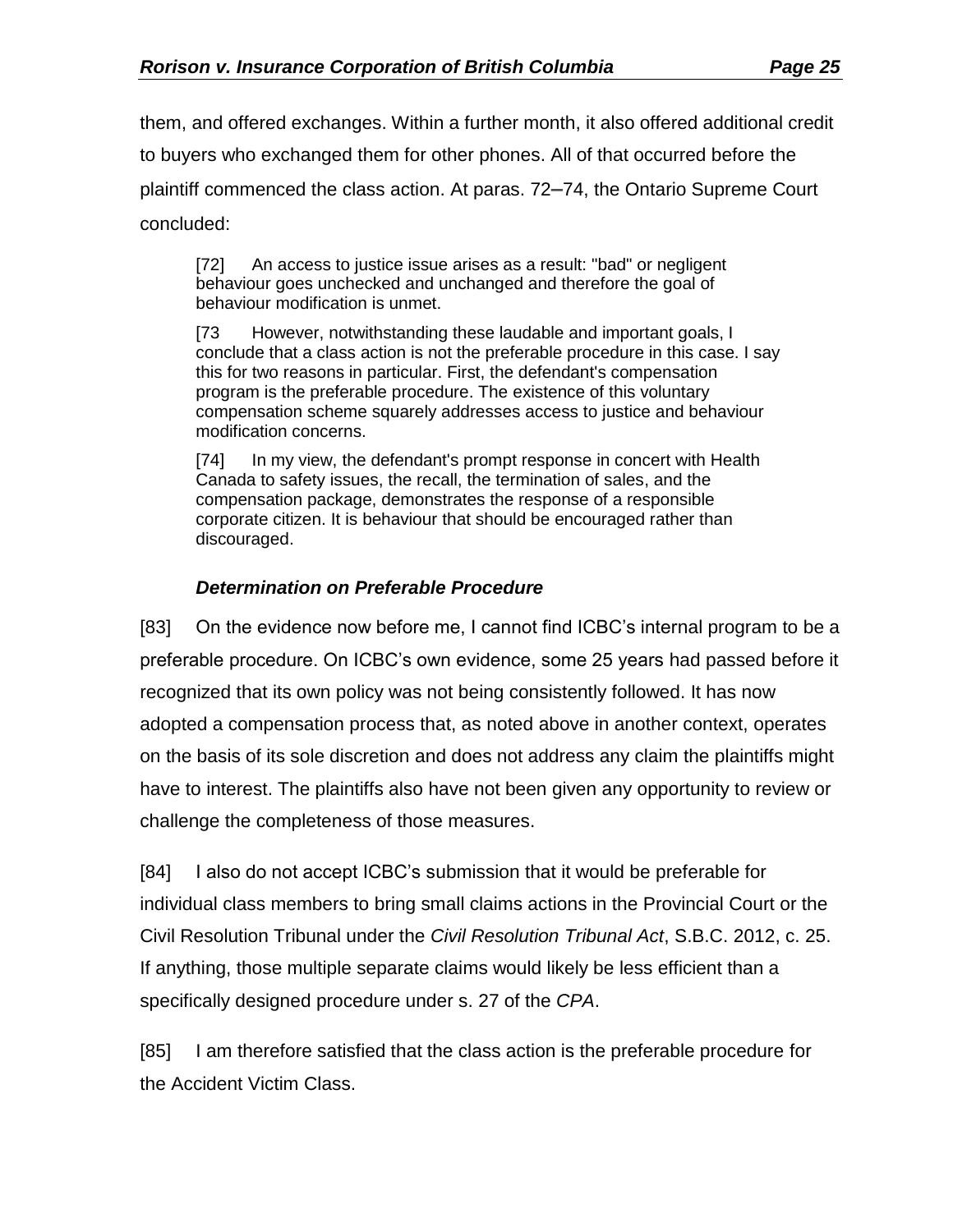them, and offered exchanges. Within a further month, it also offered additional credit to buyers who exchanged them for other phones. All of that occurred before the plaintiff commenced the class action. At paras. 72–74, the Ontario Supreme Court concluded:

> [72] An access to justice issue arises as a result: "bad" or negligent behaviour goes unchecked and unchanged and therefore the goal of behaviour modification is unmet.
>
> [73 However, notwithstanding these laudable and important goals, I conclude that a class action is not the preferable procedure in this case. I say this for two reasons in particular. First, the defendant's compensation program is the preferable procedure. The existence of this voluntary compensation scheme squarely addresses access to justice and behaviour modification concerns.
>
> [74] In my view, the defendant's prompt response in concert with Health Canada to safety issues, the recall, the termination of sales, and the compensation package, demonstrates the response of a responsible corporate citizen. It is behaviour that should be encouraged rather than discouraged.

### *Determination on Preferable Procedure*

[83] On the evidence now before me, I cannot find ICBC's internal program to be a preferable procedure. On ICBC's own evidence, some 25 years had passed before it recognized that its own policy was not being consistently followed. It has now adopted a compensation process that, as noted above in another context, operates on the basis of its sole discretion and does not address any claim the plaintiffs might have to interest. The plaintiffs also have not been given any opportunity to review or challenge the completeness of those measures.

[84] I also do not accept ICBC's submission that it would be preferable for individual class members to bring small claims actions in the Provincial Court or the Civil Resolution Tribunal under the *Civil Resolution Tribunal Act*, S.B.C. 2012, c. 25. If anything, those multiple separate claims would likely be less efficient than a specifically designed procedure under s. 27 of the *CPA*.

[85] I am therefore satisfied that the class action is the preferable procedure for the Accident Victim Class.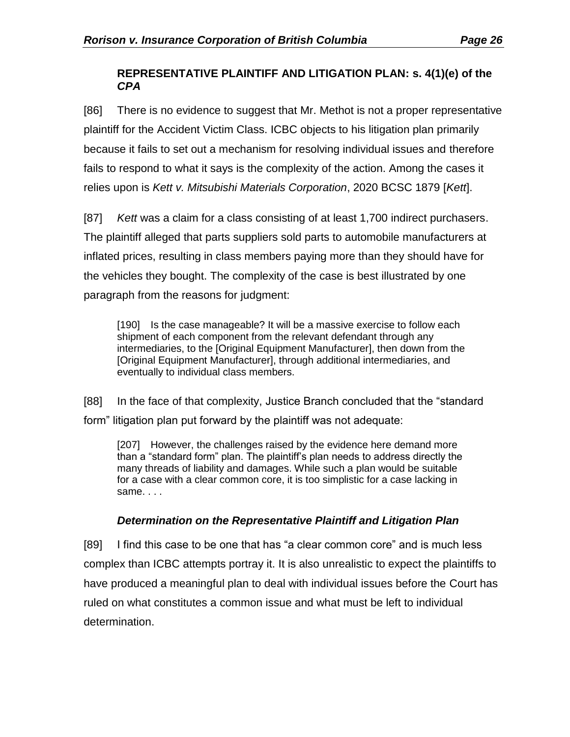## REPRESENTATIVE PLAINTIFF AND LITIGATION PLAN: s. 4(1)(e) of the *CPA*

[86] There is no evidence to suggest that Mr. Methot is not a proper representative plaintiff for the Accident Victim Class. ICBC objects to his litigation plan primarily because it fails to set out a mechanism for resolving individual issues and therefore fails to respond to what it says is the complexity of the action. Among the cases it relies upon is *Kett v. Mitsubishi Materials Corporation*, 2020 BCSC 1879 [*Kett*].

[87] *Kett* was a claim for a class consisting of at least 1,700 indirect purchasers. The plaintiff alleged that parts suppliers sold parts to automobile manufacturers at inflated prices, resulting in class members paying more than they should have for the vehicles they bought. The complexity of the case is best illustrated by one paragraph from the reasons for judgment:

> [190] Is the case manageable? It will be a massive exercise to follow each shipment of each component from the relevant defendant through any intermediaries, to the [Original Equipment Manufacturer], then down from the [Original Equipment Manufacturer], through additional intermediaries, and eventually to individual class members.

[88] In the face of that complexity, Justice Branch concluded that the "standard form" litigation plan put forward by the plaintiff was not adequate:

> [207] However, the challenges raised by the evidence here demand more than a "standard form" plan. The plaintiff's plan needs to address directly the many threads of liability and damages. While such a plan would be suitable for a case with a clear common core, it is too simplistic for a case lacking in same. . . .

### *Determination on the Representative Plaintiff and Litigation Plan*

[89] I find this case to be one that has "a clear common core" and is much less complex than ICBC attempts portray it. It is also unrealistic to expect the plaintiffs to have produced a meaningful plan to deal with individual issues before the Court has ruled on what constitutes a common issue and what must be left to individual determination.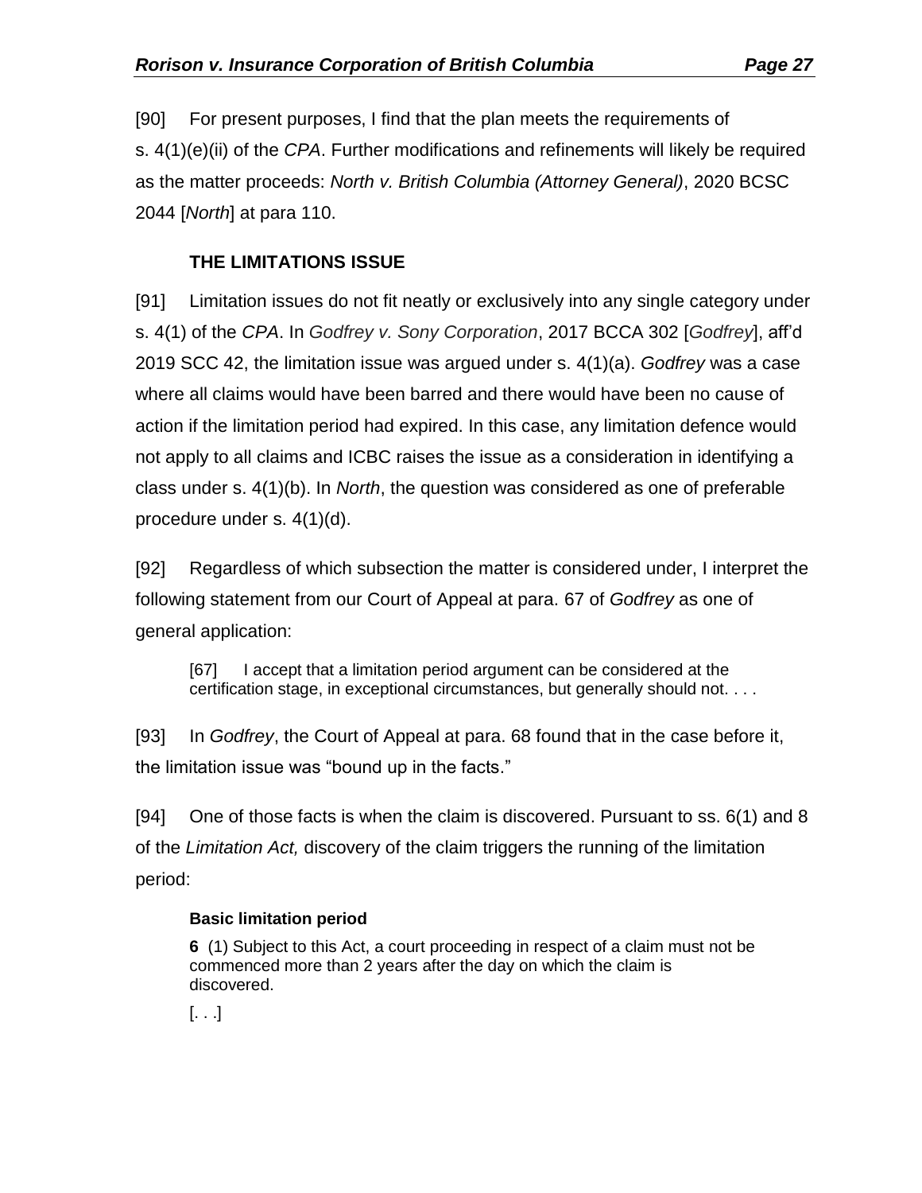[90] For present purposes, I find that the plan meets the requirements of s. 4(1)(e)(ii) of the *CPA*. Further modifications and refinements will likely be required as the matter proceeds: *North v. British Columbia (Attorney General)*, 2020 BCSC 2044 [*North*] at para 110.

## THE LIMITATIONS ISSUE

[91] Limitation issues do not fit neatly or exclusively into any single category under s. 4(1) of the *CPA*. In *Godfrey v. Sony Corporation*, 2017 BCCA 302 [*Godfrey*], aff'd 2019 SCC 42, the limitation issue was argued under s. 4(1)(a). *Godfrey* was a case where all claims would have been barred and there would have been no cause of action if the limitation period had expired. In this case, any limitation defence would not apply to all claims and ICBC raises the issue as a consideration in identifying a class under s. 4(1)(b). In *North*, the question was considered as one of preferable procedure under s. 4(1)(d).

[92] Regardless of which subsection the matter is considered under, I interpret the following statement from our Court of Appeal at para. 67 of *Godfrey* as one of general application:

> [67] I accept that a limitation period argument can be considered at the certification stage, in exceptional circumstances, but generally should not. . . .

[93] In *Godfrey*, the Court of Appeal at para. 68 found that in the case before it, the limitation issue was "bound up in the facts."

[94] One of those facts is when the claim is discovered. Pursuant to ss. 6(1) and 8 of the *Limitation Act,* discovery of the claim triggers the running of the limitation period:

> **Basic limitation period**
>
> **6** (1) Subject to this Act, a court proceeding in respect of a claim must not be commenced more than 2 years after the day on which the claim is discovered.
>
> [. . .]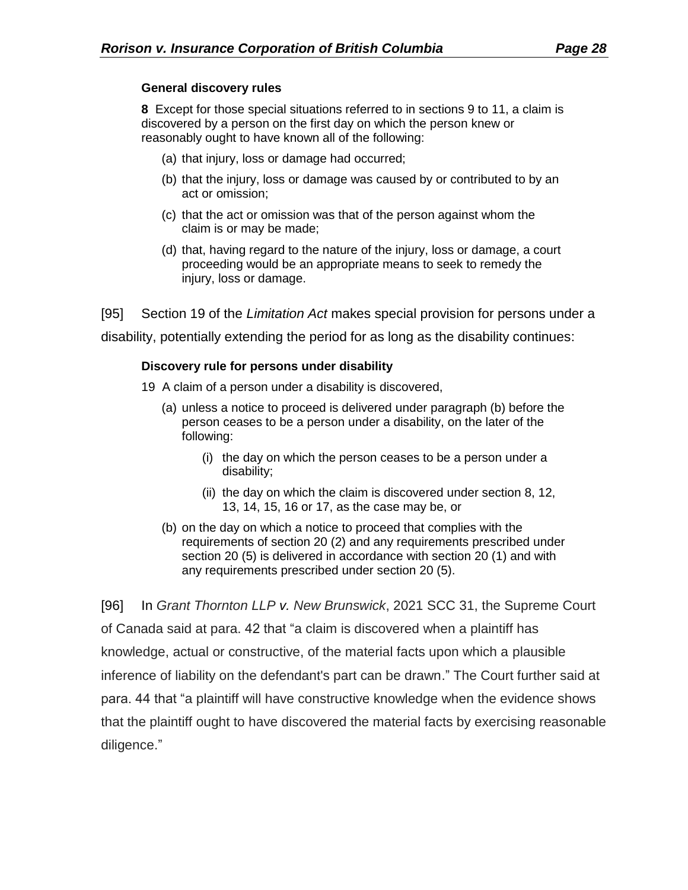**General discovery rules**

**8** Except for those special situations referred to in sections 9 to 11, a claim is discovered by a person on the first day on which the person knew or reasonably ought to have known all of the following:

(a) that injury, loss or damage had occurred;

(b) that the injury, loss or damage was caused by or contributed to by an act or omission;

(c) that the act or omission was that of the person against whom the claim is or may be made;

(d) that, having regard to the nature of the injury, loss or damage, a court proceeding would be an appropriate means to seek to remedy the injury, loss or damage.

[95] Section 19 of the *Limitation Act* makes special provision for persons under a disability, potentially extending the period for as long as the disability continues:

**Discovery rule for persons under disability**

19 A claim of a person under a disability is discovered,

(a) unless a notice to proceed is delivered under paragraph (b) before the person ceases to be a person under a disability, on the later of the following:

(i) the day on which the person ceases to be a person under a disability;

(ii) the day on which the claim is discovered under section 8, 12, 13, 14, 15, 16 or 17, as the case may be, or

(b) on the day on which a notice to proceed that complies with the requirements of section 20 (2) and any requirements prescribed under section 20 (5) is delivered in accordance with section 20 (1) and with any requirements prescribed under section 20 (5).

[96] In *Grant Thornton LLP v. New Brunswick*, 2021 SCC 31, the Supreme Court of Canada said at para. 42 that "a claim is discovered when a plaintiff has knowledge, actual or constructive, of the material facts upon which a plausible inference of liability on the defendant's part can be drawn." The Court further said at para. 44 that "a plaintiff will have constructive knowledge when the evidence shows that the plaintiff ought to have discovered the material facts by exercising reasonable diligence."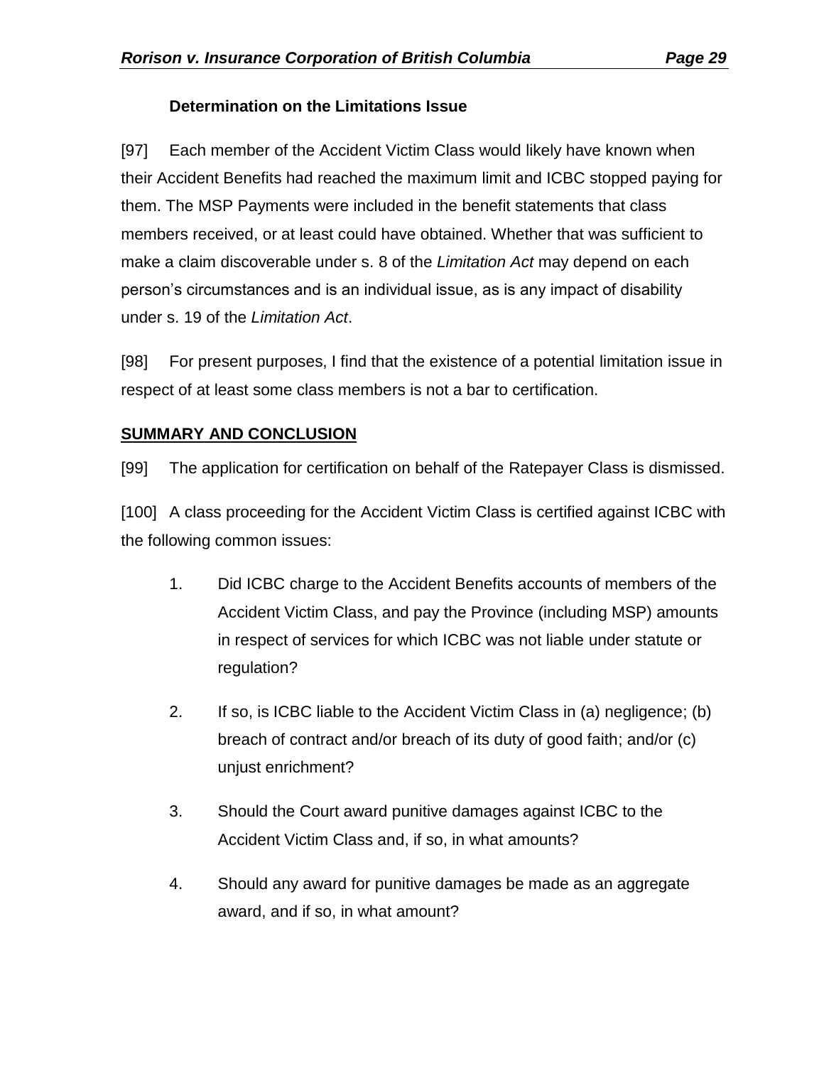**Determination on the Limitations Issue**

[97] Each member of the Accident Victim Class would likely have known when their Accident Benefits had reached the maximum limit and ICBC stopped paying for them. The MSP Payments were included in the benefit statements that class members received, or at least could have obtained. Whether that was sufficient to make a claim discoverable under s. 8 of the *Limitation Act* may depend on each person's circumstances and is an individual issue, as is any impact of disability under s. 19 of the *Limitation Act*.

[98] For present purposes, I find that the existence of a potential limitation issue in respect of at least some class members is not a bar to certification.

## SUMMARY AND CONCLUSION

[99] The application for certification on behalf of the Ratepayer Class is dismissed.

[100] A class proceeding for the Accident Victim Class is certified against ICBC with the following common issues:

1. Did ICBC charge to the Accident Benefits accounts of members of the Accident Victim Class, and pay the Province (including MSP) amounts in respect of services for which ICBC was not liable under statute or regulation?

2. If so, is ICBC liable to the Accident Victim Class in (a) negligence; (b) breach of contract and/or breach of its duty of good faith; and/or (c) unjust enrichment?

3. Should the Court award punitive damages against ICBC to the Accident Victim Class and, if so, in what amounts?

4. Should any award for punitive damages be made as an aggregate award, and if so, in what amount?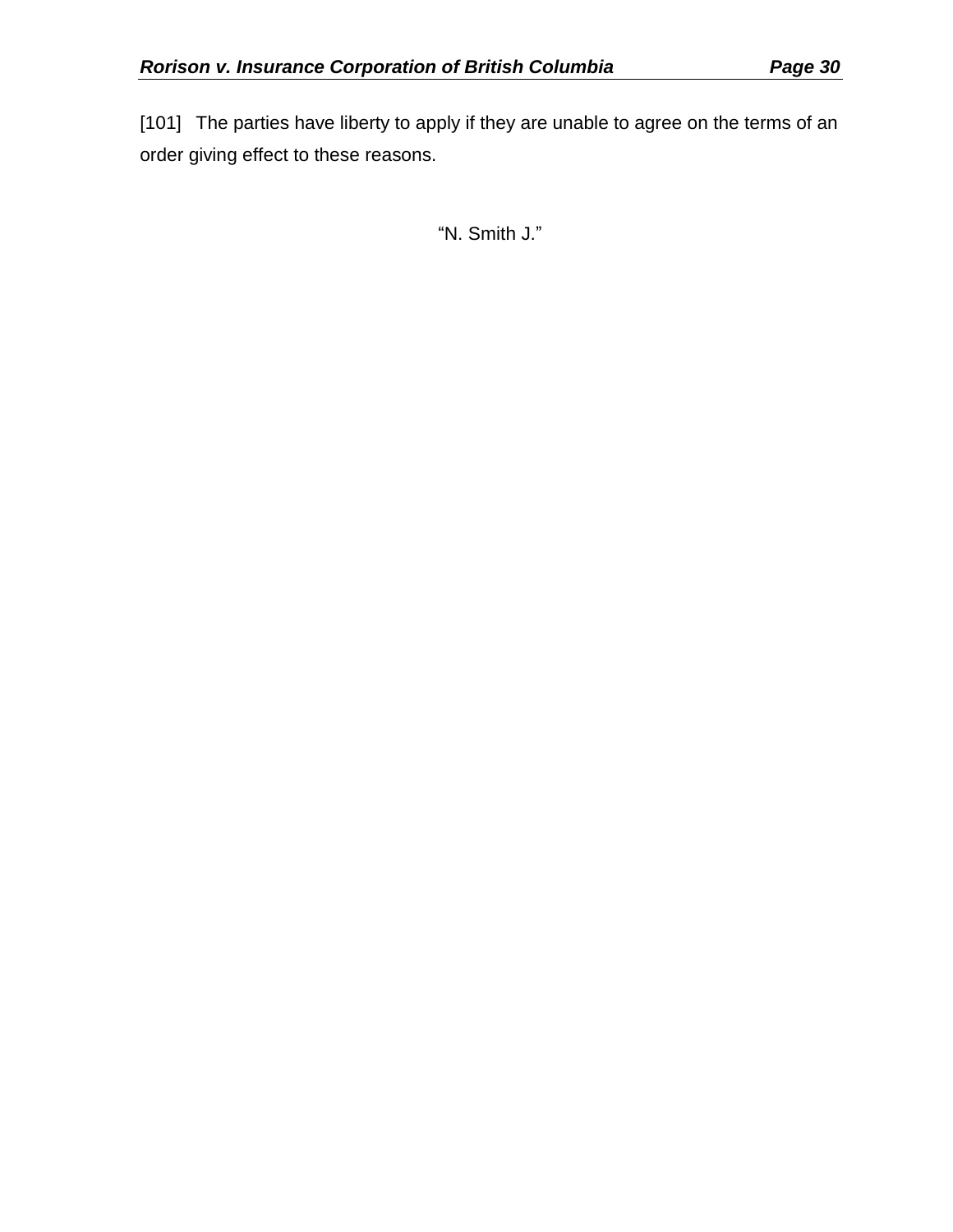[101] The parties have liberty to apply if they are unable to agree on the terms of an order giving effect to these reasons.

"N. Smith J."